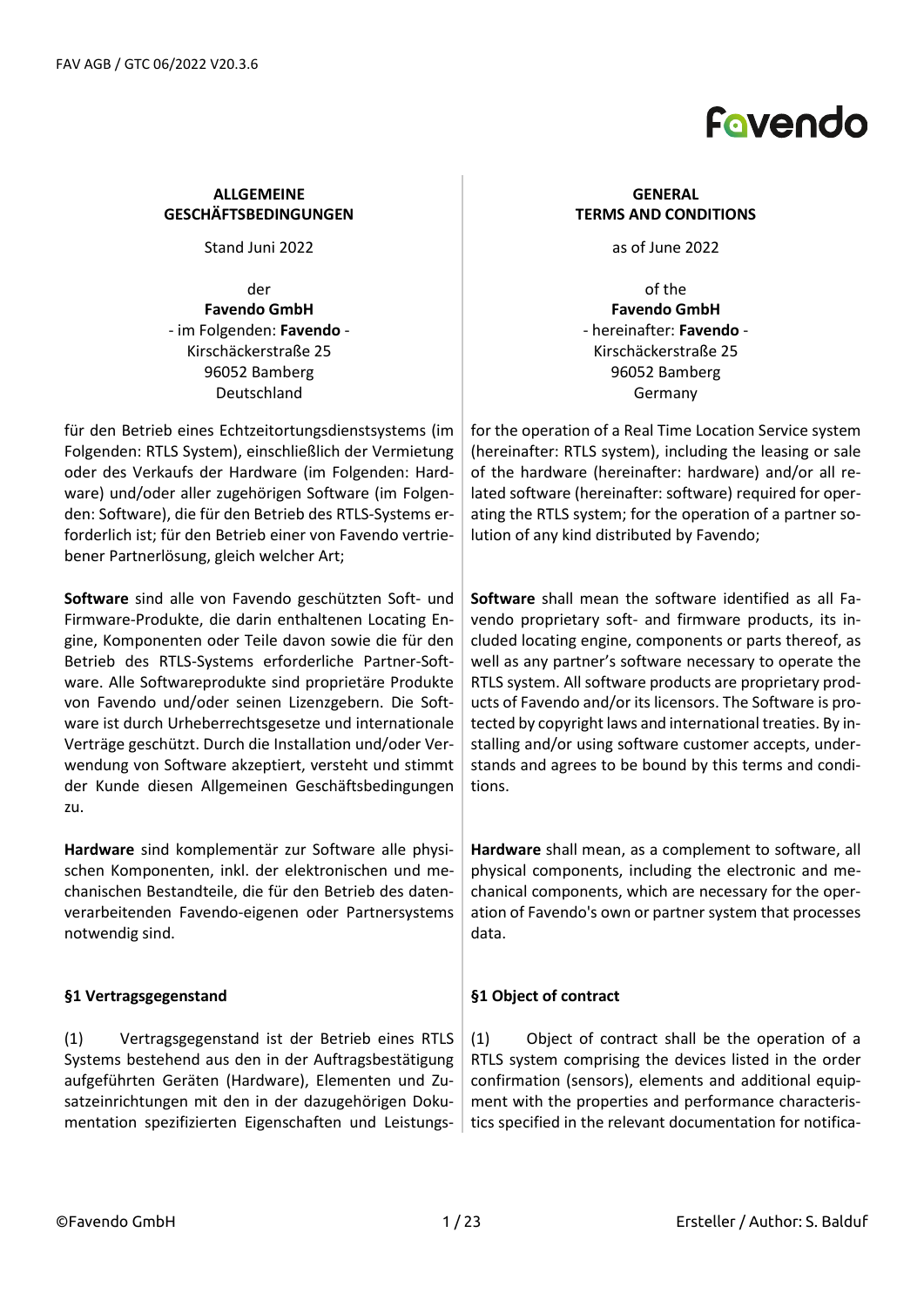**ALLGEMEINE GESCHÄFTSBEDINGUNGEN**

Stand Juni 2022

der
**Favendo GmbH**
- im Folgenden: **Favendo** -
Kirschäckerstraße 25
96052 Bamberg
Deutschland

für den Betrieb eines Echtzeitortungsdienstsystems (im Folgenden: RTLS System), einschließlich der Vermietung oder des Verkaufs der Hardware (im Folgenden: Hardware) und/oder aller zugehörigen Software (im Folgenden: Software), die für den Betrieb des RTLS-Systems erforderlich ist; für den Betrieb einer von Favendo vertriebener Partnerlösung, gleich welcher Art;

**Software** sind alle von Favendo geschützten Soft- und Firmware-Produkte, die darin enthaltenen Locating Engine, Komponenten oder Teile davon sowie die für den Betrieb des RTLS-Systems erforderliche Partner-Software. Alle Softwareprodukte sind proprietäre Produkte von Favendo und/oder seinen Lizenzgebern. Die Software ist durch Urheberrechtsgesetze und internationale Verträge geschützt. Durch die Installation und/oder Verwendung von Software akzeptiert, versteht und stimmt der Kunde diesen Allgemeinen Geschäftsbedingungen zu.

**Hardware** sind komplementär zur Software alle physischen Komponenten, inkl. der elektronischen und mechanischen Bestandteile, die für den Betrieb des datenverarbeitenden Favendo-eigenen oder Partnersystems notwendig sind.

**§1 Vertragsgegenstand**

(1) Vertragsgegenstand ist der Betrieb eines RTLS Systems bestehend aus den in der Auftragsbestätigung aufgeführten Geräten (Hardware), Elementen und Zusatzeinrichtungen mit den in der dazugehörigen Dokumentation spezifizierten Eigenschaften und Leistungs-

**GENERAL TERMS AND CONDITIONS**

as of June 2022

of the
**Favendo GmbH**
- hereinafter: **Favendo** -
Kirschäckerstraße 25
96052 Bamberg
Germany

for the operation of a Real Time Location Service system (hereinafter: RTLS system), including the leasing or sale of the hardware (hereinafter: hardware) and/or all related software (hereinafter: software) required for operating the RTLS system; for the operation of a partner solution of any kind distributed by Favendo;

**Software** shall mean the software identified as all Favendo proprietary soft- and firmware products, its included locating engine, components or parts thereof, as well as any partner's software necessary to operate the RTLS system. All software products are proprietary products of Favendo and/or its licensors. The Software is protected by copyright laws and international treaties. By installing and/or using software customer accepts, understands and agrees to be bound by this terms and conditions.

**Hardware** shall mean, as a complement to software, all physical components, including the electronic and mechanical components, which are necessary for the operation of Favendo's own or partner system that processes data.

**§1 Object of contract**

(1) Object of contract shall be the operation of a RTLS system comprising the devices listed in the order confirmation (sensors), elements and additional equipment with the properties and performance characteristics specified in the relevant documentation for notifica-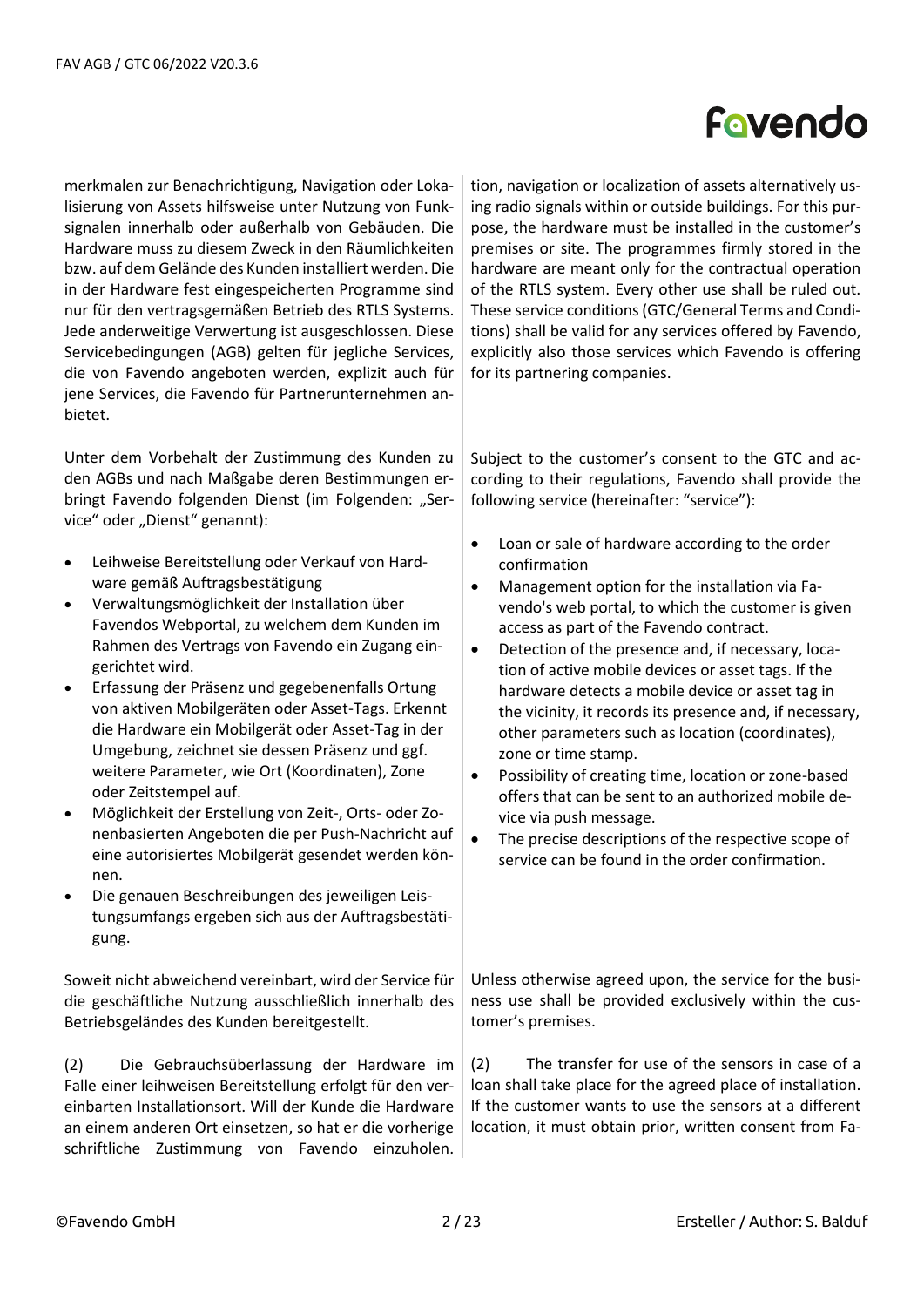merkmalen zur Benachrichtigung, Navigation oder Lokalisierung von Assets hilfsweise unter Nutzung von Funksignalen innerhalb oder außerhalb von Gebäuden. Die Hardware muss zu diesem Zweck in den Räumlichkeiten bzw. auf dem Gelände des Kunden installiert werden. Die in der Hardware fest eingespeicherten Programme sind nur für den vertragsgemäßen Betrieb des RTLS Systems. Jede anderweitige Verwertung ist ausgeschlossen. Diese Servicebedingungen (AGB) gelten für jegliche Services, die von Favendo angeboten werden, explizit auch für jene Services, die Favendo für Partnerunternehmen anbietet.

tion, navigation or localization of assets alternatively using radio signals within or outside buildings. For this purpose, the hardware must be installed in the customer's premises or site. The programmes firmly stored in the hardware are meant only for the contractual operation of the RTLS system. Every other use shall be ruled out. These service conditions (GTC/General Terms and Conditions) shall be valid for any services offered by Favendo, explicitly also those services which Favendo is offering for its partnering companies.

Unter dem Vorbehalt der Zustimmung des Kunden zu den AGBs und nach Maßgabe deren Bestimmungen erbringt Favendo folgenden Dienst (im Folgenden: „Service" oder „Dienst" genannt):

- Leihweise Bereitstellung oder Verkauf von Hardware gemäß Auftragsbestätigung
- Verwaltungsmöglichkeit der Installation über Favendos Webportal, zu welchem dem Kunden im Rahmen des Vertrags von Favendo ein Zugang eingerichtet wird.
- Erfassung der Präsenz und gegebenenfalls Ortung von aktiven Mobilgeräten oder Asset-Tags. Erkennt die Hardware ein Mobilgerät oder Asset-Tag in der Umgebung, zeichnet sie dessen Präsenz und ggf. weitere Parameter, wie Ort (Koordinaten), Zone oder Zeitstempel auf.
- Möglichkeit der Erstellung von Zeit-, Orts- oder Zonenbasierten Angeboten die per Push-Nachricht auf eine autorisiertes Mobilgerät gesendet werden können.
- Die genauen Beschreibungen des jeweiligen Leistungsumfangs ergeben sich aus der Auftragsbestätigung.

Subject to the customer's consent to the GTC and according to their regulations, Favendo shall provide the following service (hereinafter: "service"):

- Loan or sale of hardware according to the order confirmation
- Management option for the installation via Favendo's web portal, to which the customer is given access as part of the Favendo contract.
- Detection of the presence and, if necessary, location of active mobile devices or asset tags. If the hardware detects a mobile device or asset tag in the vicinity, it records its presence and, if necessary, other parameters such as location (coordinates), zone or time stamp.
- Possibility of creating time, location or zone-based offers that can be sent to an authorized mobile device via push message.
- The precise descriptions of the respective scope of service can be found in the order confirmation.

Soweit nicht abweichend vereinbart, wird der Service für die geschäftliche Nutzung ausschließlich innerhalb des Betriebsgeländes des Kunden bereitgestellt.

Unless otherwise agreed upon, the service for the business use shall be provided exclusively within the customer's premises.

(2) Die Gebrauchsüberlassung der Hardware im Falle einer leihweisen Bereitstellung erfolgt für den vereinbarten Installationsort. Will der Kunde die Hardware an einem anderen Ort einsetzen, so hat er die vorherige schriftliche Zustimmung von Favendo einzuholen.

(2) The transfer for use of the sensors in case of a loan shall take place for the agreed place of installation. If the customer wants to use the sensors at a different location, it must obtain prior, written consent from Fa-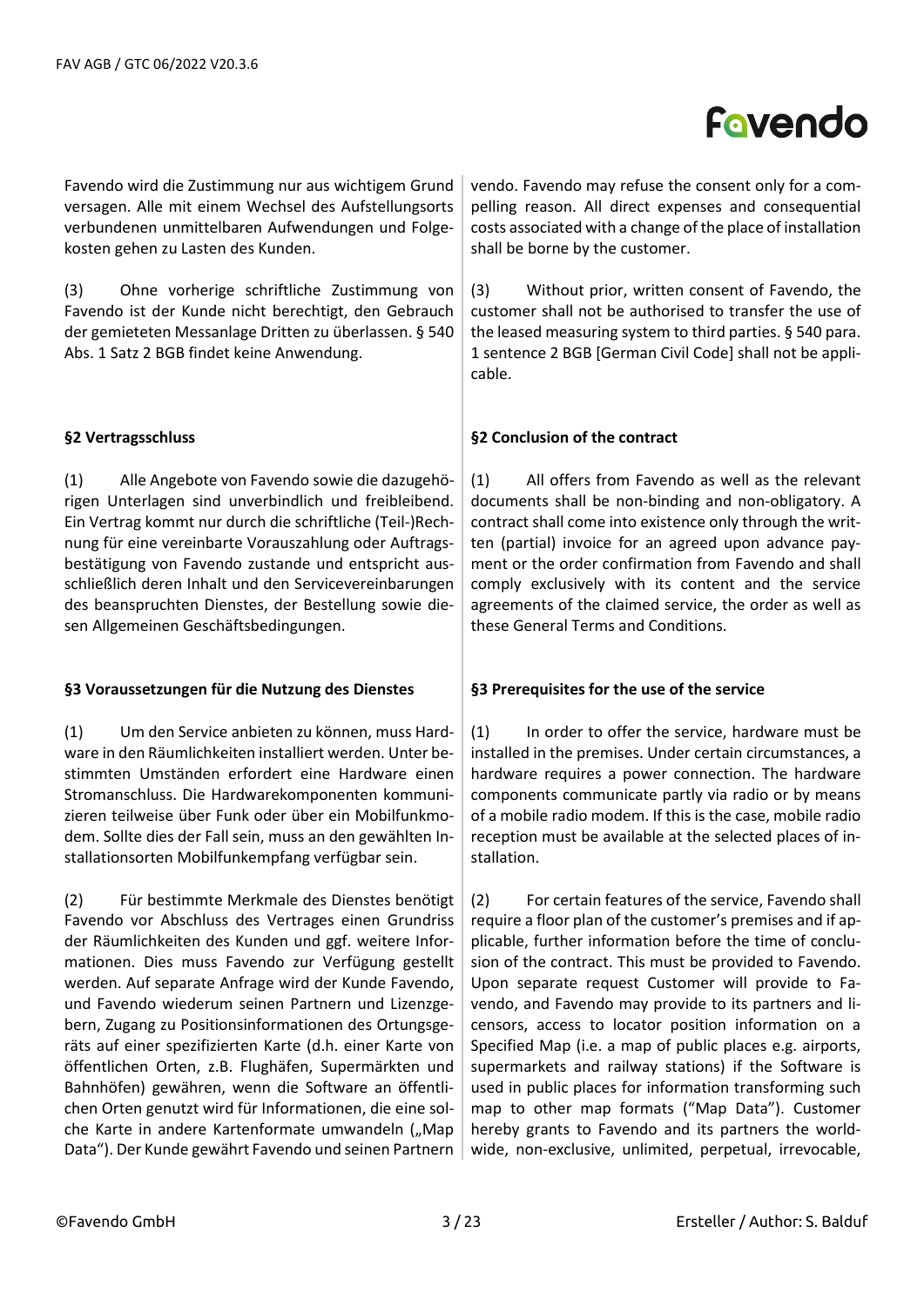Favendo wird die Zustimmung nur aus wichtigem Grund versagen. Alle mit einem Wechsel des Aufstellungsorts verbundenen unmittelbaren Aufwendungen und Folgekosten gehen zu Lasten des Kunden.

(3) Ohne vorherige schriftliche Zustimmung von Favendo ist der Kunde nicht berechtigt, den Gebrauch der gemieteten Messanlage Dritten zu überlassen. § 540 Abs. 1 Satz 2 BGB findet keine Anwendung.

### §2 Vertragsschluss

(1) Alle Angebote von Favendo sowie die dazugehörigen Unterlagen sind unverbindlich und freibleibend. Ein Vertrag kommt nur durch die schriftliche (Teil-)Rechnung für eine vereinbarte Vorauszahlung oder Auftragsbestätigung von Favendo zustande und entspricht ausschließlich deren Inhalt und den Servicevereinbarungen des beanspruchten Dienstes, der Bestellung sowie diesen Allgemeinen Geschäftsbedingungen.

### §3 Voraussetzungen für die Nutzung des Dienstes

(1) Um den Service anbieten zu können, muss Hardware in den Räumlichkeiten installiert werden. Unter bestimmten Umständen erfordert eine Hardware einen Stromanschluss. Die Hardwarekomponenten kommunizieren teilweise über Funk oder über ein Mobilfunkmodem. Sollte dies der Fall sein, muss an den gewählten Installationsorten Mobilfunkempfang verfügbar sein.

(2) Für bestimmte Merkmale des Dienstes benötigt Favendo vor Abschluss des Vertrages einen Grundriss der Räumlichkeiten des Kunden und ggf. weitere Informationen. Dies muss Favendo zur Verfügung gestellt werden. Auf separate Anfrage wird der Kunde Favendo, und Favendo wiederum seinen Partnern und Lizenzgebern, Zugang zu Positionsinformationen des Ortungsgeräts auf einer spezifizierten Karte (d.h. einer Karte von öffentlichen Orten, z.B. Flughäfen, Supermärkten und Bahnhöfen) gewähren, wenn die Software an öffentlichen Orten genutzt wird für Informationen, die eine solche Karte in andere Kartenformate umwandeln („Map Data"). Der Kunde gewährt Favendo und seinen Partnern

vendo. Favendo may refuse the consent only for a compelling reason. All direct expenses and consequential costs associated with a change of the place of installation shall be borne by the customer.

(3) Without prior, written consent of Favendo, the customer shall not be authorised to transfer the use of the leased measuring system to third parties. § 540 para. 1 sentence 2 BGB [German Civil Code] shall not be applicable.

### §2 Conclusion of the contract

(1) All offers from Favendo as well as the relevant documents shall be non-binding and non-obligatory. A contract shall come into existence only through the written (partial) invoice for an agreed upon advance payment or the order confirmation from Favendo and shall comply exclusively with its content and the service agreements of the claimed service, the order as well as these General Terms and Conditions.

### §3 Prerequisites for the use of the service

(1) In order to offer the service, hardware must be installed in the premises. Under certain circumstances, a hardware requires a power connection. The hardware components communicate partly via radio or by means of a mobile radio modem. If this is the case, mobile radio reception must be available at the selected places of installation.

(2) For certain features of the service, Favendo shall require a floor plan of the customer's premises and if applicable, further information before the time of conclusion of the contract. This must be provided to Favendo. Upon separate request Customer will provide to Favendo, and Favendo may provide to its partners and licensors, access to locator position information on a Specified Map (i.e. a map of public places e.g. airports, supermarkets and railway stations) if the Software is used in public places for information transforming such map to other map formats ("Map Data"). Customer hereby grants to Favendo and its partners the worldwide, non-exclusive, unlimited, perpetual, irrevocable,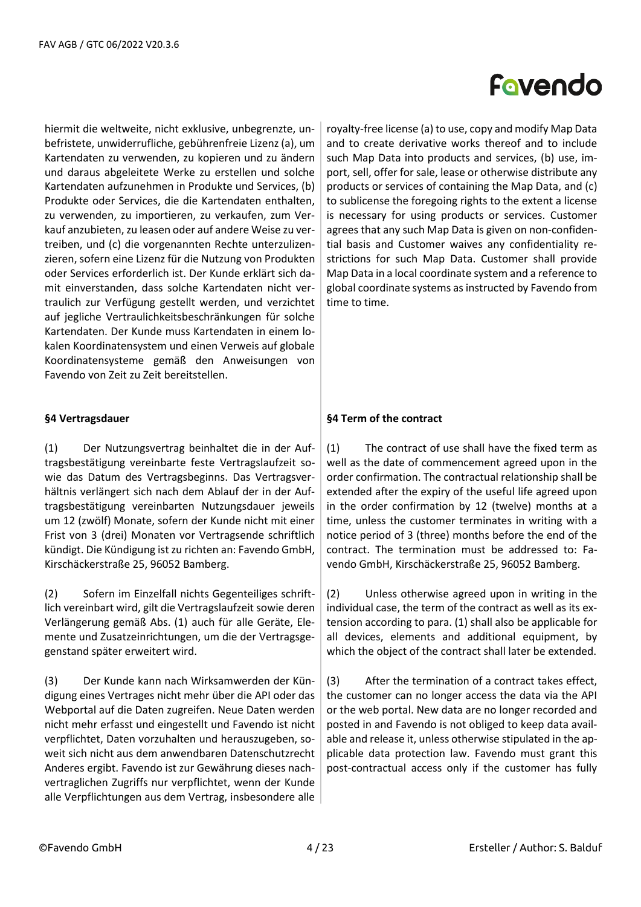hiermit die weltweite, nicht exklusive, unbegrenzte, unbefristete, unwiderrufliche, gebührenfreie Lizenz (a), um Kartendaten zu verwenden, zu kopieren und zu ändern und daraus abgeleitete Werke zu erstellen und solche Kartendaten aufzunehmen in Produkte und Services, (b) Produkte oder Services, die die Kartendaten enthalten, zu verwenden, zu importieren, zu verkaufen, zum Verkauf anzubieten, zu leasen oder auf andere Weise zu vertreiben, und (c) die vorgenannten Rechte unterzulizenzieren, sofern eine Lizenz für die Nutzung von Produkten oder Services erforderlich ist. Der Kunde erklärt sich damit einverstanden, dass solche Kartendaten nicht vertraulich zur Verfügung gestellt werden, und verzichtet auf jegliche Vertraulichkeitsbeschränkungen für solche Kartendaten. Der Kunde muss Kartendaten in einem lokalen Koordinatensystem und einen Verweis auf globale Koordinatensysteme gemäß den Anweisungen von Favendo von Zeit zu Zeit bereitstellen.

royalty-free license (a) to use, copy and modify Map Data and to create derivative works thereof and to include such Map Data into products and services, (b) use, import, sell, offer for sale, lease or otherwise distribute any products or services of containing the Map Data, and (c) to sublicense the foregoing rights to the extent a license is necessary for using products or services. Customer agrees that any such Map Data is given on non-confidential basis and Customer waives any confidentiality restrictions for such Map Data. Customer shall provide Map Data in a local coordinate system and a reference to global coordinate systems as instructed by Favendo from time to time.

**§4 Vertragsdauer**

(1) Der Nutzungsvertrag beinhaltet die in der Auftragsbestätigung vereinbarte feste Vertragslaufzeit sowie das Datum des Vertragsbeginns. Das Vertragsverhältnis verlängert sich nach dem Ablauf der in der Auftragsbestätigung vereinbarten Nutzungsdauer jeweils um 12 (zwölf) Monate, sofern der Kunde nicht mit einer Frist von 3 (drei) Monaten vor Vertragsende schriftlich kündigt. Die Kündigung ist zu richten an: Favendo GmbH, Kirschäckerstraße 25, 96052 Bamberg.

(2) Sofern im Einzelfall nichts Gegenteiliges schriftlich vereinbart wird, gilt die Vertragslaufzeit sowie deren Verlängerung gemäß Abs. (1) auch für alle Geräte, Elemente und Zusatzeinrichtungen, um die der Vertragsgegenstand später erweitert wird.

(3) Der Kunde kann nach Wirksamwerden der Kündigung eines Vertrages nicht mehr über die API oder das Webportal auf die Daten zugreifen. Neue Daten werden nicht mehr erfasst und eingestellt und Favendo ist nicht verpflichtet, Daten vorzuhalten und herauszugeben, soweit sich nicht aus dem anwendbaren Datenschutzrecht Anderes ergibt. Favendo ist zur Gewährung dieses nachvertraglichen Zugriffs nur verpflichtet, wenn der Kunde alle Verpflichtungen aus dem Vertrag, insbesondere alle

**§4 Term of the contract**

(1) The contract of use shall have the fixed term as well as the date of commencement agreed upon in the order confirmation. The contractual relationship shall be extended after the expiry of the useful life agreed upon in the order confirmation by 12 (twelve) months at a time, unless the customer terminates in writing with a notice period of 3 (three) months before the end of the contract. The termination must be addressed to: Favendo GmbH, Kirschäckerstraße 25, 96052 Bamberg.

(2) Unless otherwise agreed upon in writing in the individual case, the term of the contract as well as its extension according to para. (1) shall also be applicable for all devices, elements and additional equipment, by which the object of the contract shall later be extended.

(3) After the termination of a contract takes effect, the customer can no longer access the data via the API or the web portal. New data are no longer recorded and posted in and Favendo is not obliged to keep data available and release it, unless otherwise stipulated in the applicable data protection law. Favendo must grant this post-contractual access only if the customer has fully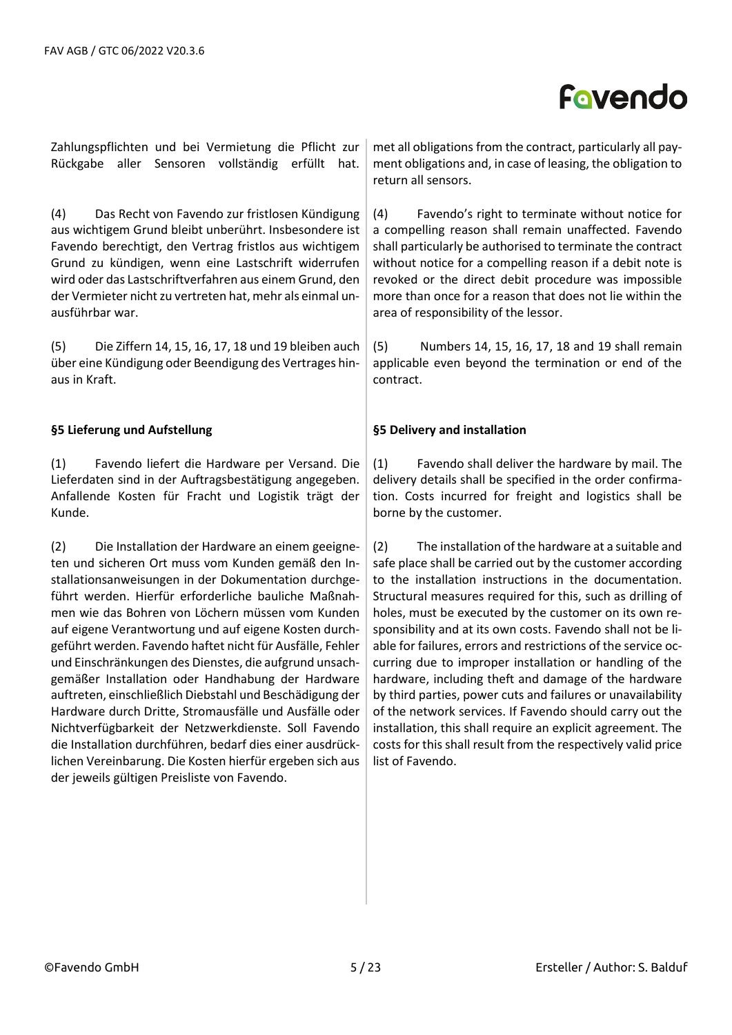Zahlungspflichten und bei Vermietung die Pflicht zur Rückgabe aller Sensoren vollständig erfüllt hat.

(4) Das Recht von Favendo zur fristlosen Kündigung aus wichtigem Grund bleibt unberührt. Insbesondere ist Favendo berechtigt, den Vertrag fristlos aus wichtigem Grund zu kündigen, wenn eine Lastschrift widerrufen wird oder das Lastschriftverfahren aus einem Grund, den der Vermieter nicht zu vertreten hat, mehr als einmal unausführbar war.

(5) Die Ziffern 14, 15, 16, 17, 18 und 19 bleiben auch über eine Kündigung oder Beendigung des Vertrages hinaus in Kraft.

**§5 Lieferung und Aufstellung**

(1) Favendo liefert die Hardware per Versand. Die Lieferdaten sind in der Auftragsbestätigung angegeben. Anfallende Kosten für Fracht und Logistik trägt der Kunde.

(2) Die Installation der Hardware an einem geeigneten und sicheren Ort muss vom Kunden gemäß den Installationsanweisungen in der Dokumentation durchgeführt werden. Hierfür erforderliche bauliche Maßnahmen wie das Bohren von Löchern müssen vom Kunden auf eigene Verantwortung und auf eigene Kosten durchgeführt werden. Favendo haftet nicht für Ausfälle, Fehler und Einschränkungen des Dienstes, die aufgrund unsachgemäßer Installation oder Handhabung der Hardware auftreten, einschließlich Diebstahl und Beschädigung der Hardware durch Dritte, Stromausfälle und Ausfälle oder Nichtverfügbarkeit der Netzwerkdienste. Soll Favendo die Installation durchführen, bedarf dies einer ausdrücklichen Vereinbarung. Die Kosten hierfür ergeben sich aus der jeweils gültigen Preisliste von Favendo.

met all obligations from the contract, particularly all payment obligations and, in case of leasing, the obligation to return all sensors.

(4) Favendo's right to terminate without notice for a compelling reason shall remain unaffected. Favendo shall particularly be authorised to terminate the contract without notice for a compelling reason if a debit note is revoked or the direct debit procedure was impossible more than once for a reason that does not lie within the area of responsibility of the lessor.

(5) Numbers 14, 15, 16, 17, 18 and 19 shall remain applicable even beyond the termination or end of the contract.

**§5 Delivery and installation**

(1) Favendo shall deliver the hardware by mail. The delivery details shall be specified in the order confirmation. Costs incurred for freight and logistics shall be borne by the customer.

(2) The installation of the hardware at a suitable and safe place shall be carried out by the customer according to the installation instructions in the documentation. Structural measures required for this, such as drilling of holes, must be executed by the customer on its own responsibility and at its own costs. Favendo shall not be liable for failures, errors and restrictions of the service occurring due to improper installation or handling of the hardware, including theft and damage of the hardware by third parties, power cuts and failures or unavailability of the network services. If Favendo should carry out the installation, this shall require an explicit agreement. The costs for this shall result from the respectively valid price list of Favendo.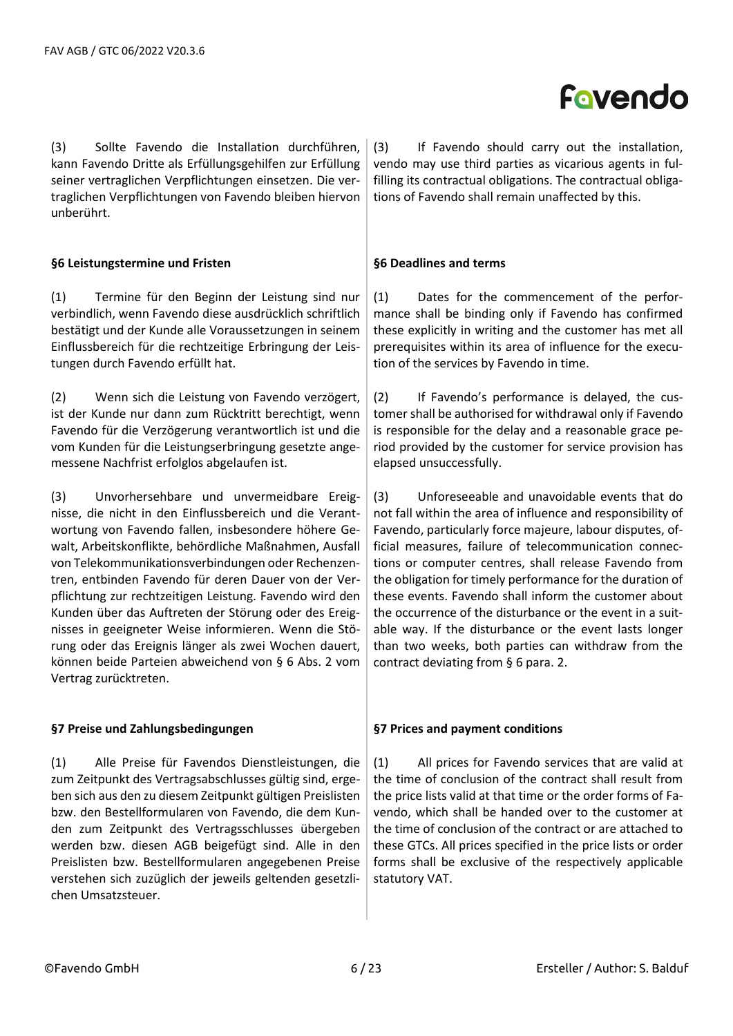(3) Sollte Favendo die Installation durchführen, kann Favendo Dritte als Erfüllungsgehilfen zur Erfüllung seiner vertraglichen Verpflichtungen einsetzen. Die vertraglichen Verpflichtungen von Favendo bleiben hiervon unberührt.

(3) If Favendo should carry out the installation, vendo may use third parties as vicarious agents in fulfilling its contractual obligations. The contractual obligations of Favendo shall remain unaffected by this.

**§6 Leistungstermine und Fristen**

**§6 Deadlines and terms**

(1) Termine für den Beginn der Leistung sind nur verbindlich, wenn Favendo diese ausdrücklich schriftlich bestätigt und der Kunde alle Voraussetzungen in seinem Einflussbereich für die rechtzeitige Erbringung der Leistungen durch Favendo erfüllt hat.

(1) Dates for the commencement of the performance shall be binding only if Favendo has confirmed these explicitly in writing and the customer has met all prerequisites within its area of influence for the execution of the services by Favendo in time.

(2) Wenn sich die Leistung von Favendo verzögert, ist der Kunde nur dann zum Rücktritt berechtigt, wenn Favendo für die Verzögerung verantwortlich ist und die vom Kunden für die Leistungserbringung gesetzte angemessene Nachfrist erfolglos abgelaufen ist.

(2) If Favendo's performance is delayed, the customer shall be authorised for withdrawal only if Favendo is responsible for the delay and a reasonable grace period provided by the customer for service provision has elapsed unsuccessfully.

(3) Unvorhersehbare und unvermeidbare Ereignisse, die nicht in den Einflussbereich und die Verantwortung von Favendo fallen, insbesondere höhere Gewalt, Arbeitskonflikte, behördliche Maßnahmen, Ausfall von Telekommunikationsverbindungen oder Rechenzentren, entbinden Favendo für deren Dauer von der Verpflichtung zur rechtzeitigen Leistung. Favendo wird den Kunden über das Auftreten der Störung oder des Ereignisses in geeigneter Weise informieren. Wenn die Störung oder das Ereignis länger als zwei Wochen dauert, können beide Parteien abweichend von § 6 Abs. 2 vom Vertrag zurücktreten.

(3) Unforeseeable and unavoidable events that do not fall within the area of influence and responsibility of Favendo, particularly force majeure, labour disputes, official measures, failure of telecommunication connections or computer centres, shall release Favendo from the obligation for timely performance for the duration of these events. Favendo shall inform the customer about the occurrence of the disturbance or the event in a suitable way. If the disturbance or the event lasts longer than two weeks, both parties can withdraw from the contract deviating from § 6 para. 2.

**§7 Preise und Zahlungsbedingungen**

**§7 Prices and payment conditions**

(1) Alle Preise für Favendos Dienstleistungen, die zum Zeitpunkt des Vertragsabschlusses gültig sind, ergeben sich aus den zu diesem Zeitpunkt gültigen Preislisten bzw. den Bestellformularen von Favendo, die dem Kunden zum Zeitpunkt des Vertragsschlusses übergeben werden bzw. diesen AGB beigefügt sind. Alle in den Preislisten bzw. Bestellformularen angegebenen Preise verstehen sich zuzüglich der jeweils geltenden gesetzlichen Umsatzsteuer.

(1) All prices for Favendo services that are valid at the time of conclusion of the contract shall result from the price lists valid at that time or the order forms of Favendo, which shall be handed over to the customer at the time of conclusion of the contract or are attached to these GTCs. All prices specified in the price lists or order forms shall be exclusive of the respectively applicable statutory VAT.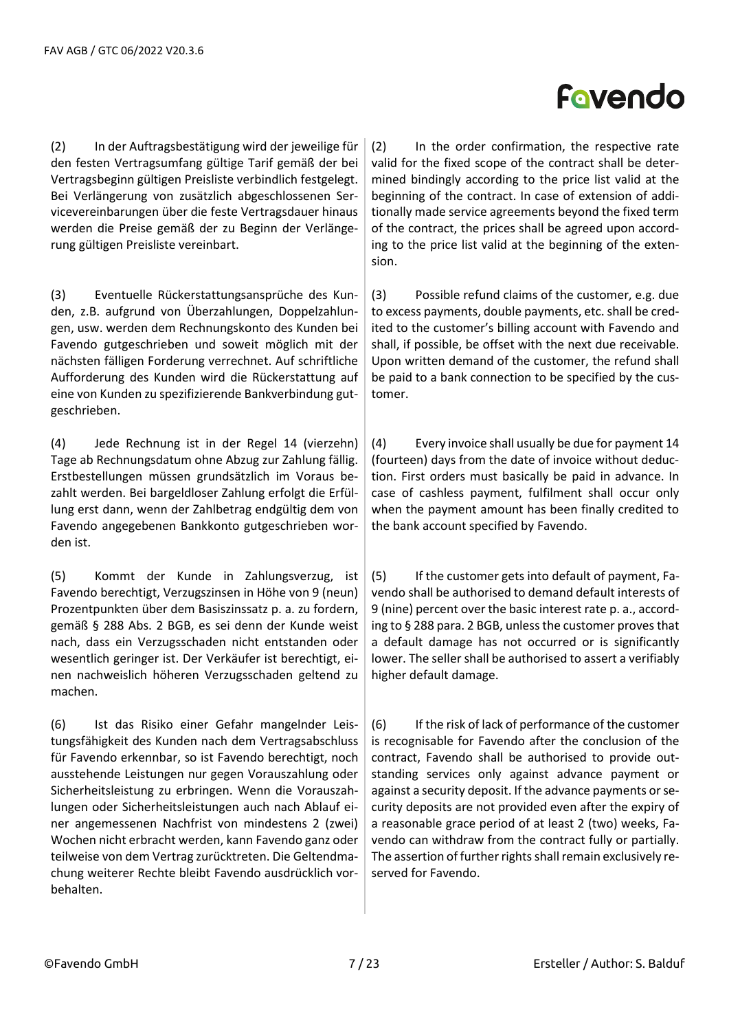(2) In der Auftragsbestätigung wird der jeweilige für den festen Vertragsumfang gültige Tarif gemäß der bei Vertragsbeginn gültigen Preisliste verbindlich festgelegt. Bei Verlängerung von zusätzlich abgeschlossenen Servicevereinbarungen über die feste Vertragsdauer hinaus werden die Preise gemäß der zu Beginn der Verlängerung gültigen Preisliste vereinbart.

(2) In the order confirmation, the respective rate valid for the fixed scope of the contract shall be determined bindingly according to the price list valid at the beginning of the contract. In case of extension of additionally made service agreements beyond the fixed term of the contract, the prices shall be agreed upon according to the price list valid at the beginning of the extension.

(3) Eventuelle Rückerstattungsansprüche des Kunden, z.B. aufgrund von Überzahlungen, Doppelzahlungen, usw. werden dem Rechnungskonto des Kunden bei Favendo gutgeschrieben und soweit möglich mit der nächsten fälligen Forderung verrechnet. Auf schriftliche Aufforderung des Kunden wird die Rückerstattung auf eine von Kunden zu spezifizierende Bankverbindung gutgeschrieben.

(3) Possible refund claims of the customer, e.g. due to excess payments, double payments, etc. shall be credited to the customer's billing account with Favendo and shall, if possible, be offset with the next due receivable. Upon written demand of the customer, the refund shall be paid to a bank connection to be specified by the customer.

(4) Jede Rechnung ist in der Regel 14 (vierzehn) Tage ab Rechnungsdatum ohne Abzug zur Zahlung fällig. Erstbestellungen müssen grundsätzlich im Voraus bezahlt werden. Bei bargeldloser Zahlung erfolgt die Erfüllung erst dann, wenn der Zahlbetrag endgültig dem von Favendo angegebenen Bankkonto gutgeschrieben worden ist.

(4) Every invoice shall usually be due for payment 14 (fourteen) days from the date of invoice without deduction. First orders must basically be paid in advance. In case of cashless payment, fulfilment shall occur only when the payment amount has been finally credited to the bank account specified by Favendo.

(5) Kommt der Kunde in Zahlungsverzug, ist Favendo berechtigt, Verzugszinsen in Höhe von 9 (neun) Prozentpunkten über dem Basiszinssatz p. a. zu fordern, gemäß § 288 Abs. 2 BGB, es sei denn der Kunde weist nach, dass ein Verzugsschaden nicht entstanden oder wesentlich geringer ist. Der Verkäufer ist berechtigt, einen nachweislich höheren Verzugsschaden geltend zu machen.

(5) If the customer gets into default of payment, Favendo shall be authorised to demand default interests of 9 (nine) percent over the basic interest rate p. a., according to § 288 para. 2 BGB, unless the customer proves that a default damage has not occurred or is significantly lower. The seller shall be authorised to assert a verifiably higher default damage.

(6) Ist das Risiko einer Gefahr mangelnder Leistungsfähigkeit des Kunden nach dem Vertragsabschluss für Favendo erkennbar, so ist Favendo berechtigt, noch ausstehende Leistungen nur gegen Vorauszahlung oder Sicherheitsleistung zu erbringen. Wenn die Vorauszahlungen oder Sicherheitsleistungen auch nach Ablauf einer angemessenen Nachfrist von mindestens 2 (zwei) Wochen nicht erbracht werden, kann Favendo ganz oder teilweise von dem Vertrag zurücktreten. Die Geltendmachung weiterer Rechte bleibt Favendo ausdrücklich vorbehalten.

(6) If the risk of lack of performance of the customer is recognisable for Favendo after the conclusion of the contract, Favendo shall be authorised to provide outstanding services only against advance payment or against a security deposit. If the advance payments or security deposits are not provided even after the expiry of a reasonable grace period of at least 2 (two) weeks, Favendo can withdraw from the contract fully or partially. The assertion of further rights shall remain exclusively reserved for Favendo.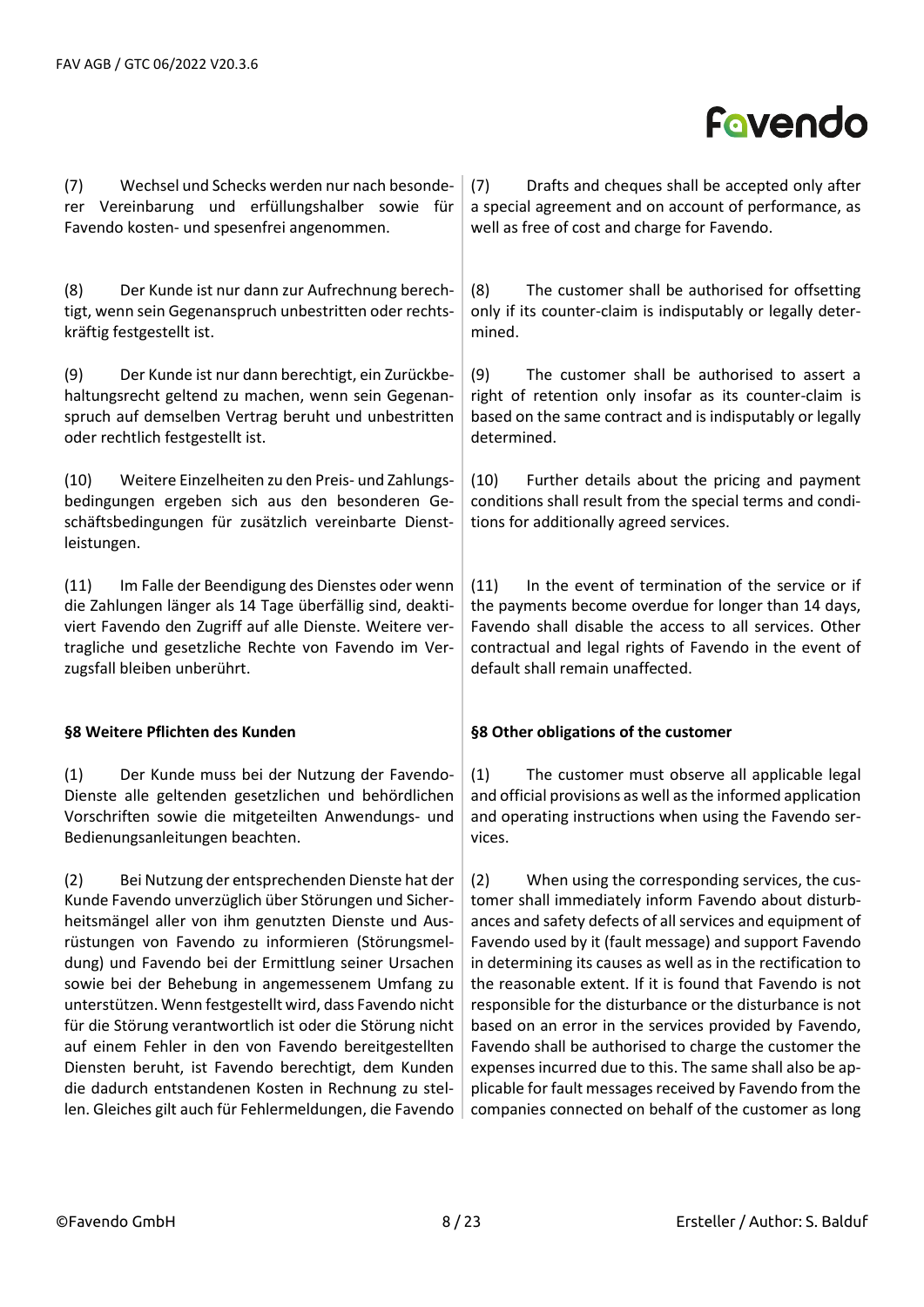(7) Wechsel und Schecks werden nur nach besonderer Vereinbarung und erfüllungshalber sowie für Favendo kosten- und spesenfrei angenommen.

(8) Der Kunde ist nur dann zur Aufrechnung berechtigt, wenn sein Gegenanspruch unbestritten oder rechtskräftig festgestellt ist.

(9) Der Kunde ist nur dann berechtigt, ein Zurückbehaltungsrecht geltend zu machen, wenn sein Gegenanspruch auf demselben Vertrag beruht und unbestritten oder rechtlich festgestellt ist.

(10) Weitere Einzelheiten zu den Preis- und Zahlungsbedingungen ergeben sich aus den besonderen Geschäftsbedingungen für zusätzlich vereinbarte Dienstleistungen.

(11) Im Falle der Beendigung des Dienstes oder wenn die Zahlungen länger als 14 Tage überfällig sind, deaktiviert Favendo den Zugriff auf alle Dienste. Weitere vertragliche und gesetzliche Rechte von Favendo im Verzugsfall bleiben unberührt.

**§8 Weitere Pflichten des Kunden**

(1) Der Kunde muss bei der Nutzung der Favendo-Dienste alle geltenden gesetzlichen und behördlichen Vorschriften sowie die mitgeteilten Anwendungs- und Bedienungsanleitungen beachten.

(2) Bei Nutzung der entsprechenden Dienste hat der Kunde Favendo unverzüglich über Störungen und Sicherheitsmängel aller von ihm genutzten Dienste und Ausrüstungen von Favendo zu informieren (Störungsmeldung) und Favendo bei der Ermittlung seiner Ursachen sowie bei der Behebung in angemessenem Umfang zu unterstützen. Wenn festgestellt wird, dass Favendo nicht für die Störung verantwortlich ist oder die Störung nicht auf einem Fehler in den von Favendo bereitgestellten Diensten beruht, ist Favendo berechtigt, dem Kunden die dadurch entstandenen Kosten in Rechnung zu stellen. Gleiches gilt auch für Fehlermeldungen, die Favendo

(7) Drafts and cheques shall be accepted only after a special agreement and on account of performance, as well as free of cost and charge for Favendo.

(8) The customer shall be authorised for offsetting only if its counter-claim is indisputably or legally determined.

(9) The customer shall be authorised to assert a right of retention only insofar as its counter-claim is based on the same contract and is indisputably or legally determined.

(10) Further details about the pricing and payment conditions shall result from the special terms and conditions for additionally agreed services.

(11) In the event of termination of the service or if the payments become overdue for longer than 14 days, Favendo shall disable the access to all services. Other contractual and legal rights of Favendo in the event of default shall remain unaffected.

**§8 Other obligations of the customer**

(1) The customer must observe all applicable legal and official provisions as well as the informed application and operating instructions when using the Favendo services.

(2) When using the corresponding services, the customer shall immediately inform Favendo about disturbances and safety defects of all services and equipment of Favendo used by it (fault message) and support Favendo in determining its causes as well as in the rectification to the reasonable extent. If it is found that Favendo is not responsible for the disturbance or the disturbance is not based on an error in the services provided by Favendo, Favendo shall be authorised to charge the customer the expenses incurred due to this. The same shall also be applicable for fault messages received by Favendo from the companies connected on behalf of the customer as long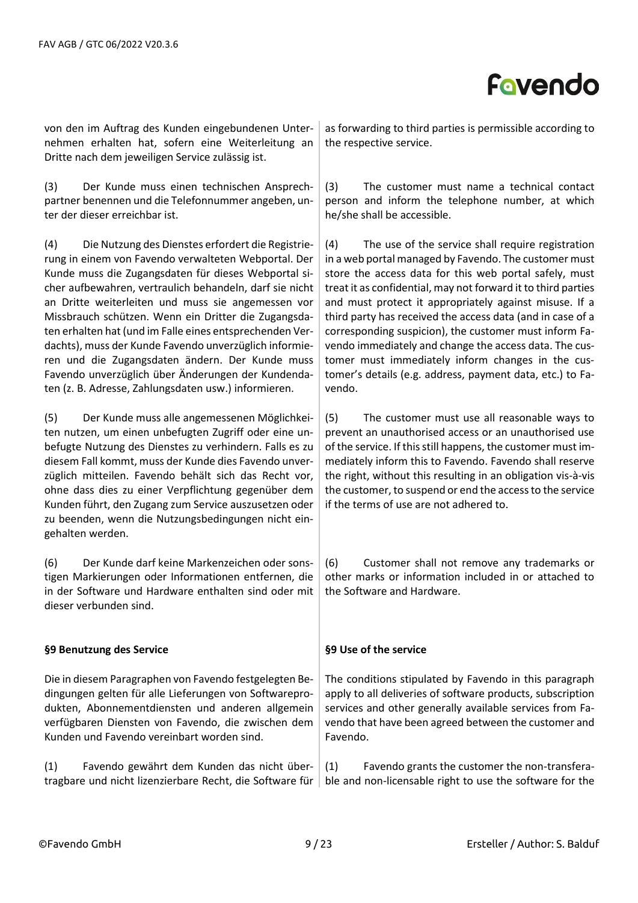von den im Auftrag des Kunden eingebundenen Unternehmen erhalten hat, sofern eine Weiterleitung an Dritte nach dem jeweiligen Service zulässig ist.

(3) Der Kunde muss einen technischen Ansprechpartner benennen und die Telefonnummer angeben, unter der dieser erreichbar ist.

(4) Die Nutzung des Dienstes erfordert die Registrierung in einem von Favendo verwalteten Webportal. Der Kunde muss die Zugangsdaten für dieses Webportal sicher aufbewahren, vertraulich behandeln, darf sie nicht an Dritte weiterleiten und muss sie angemessen vor Missbrauch schützen. Wenn ein Dritter die Zugangsdaten erhalten hat (und im Falle eines entsprechenden Verdachts), muss der Kunde Favendo unverzüglich informieren und die Zugangsdaten ändern. Der Kunde muss Favendo unverzüglich über Änderungen der Kundendaten (z. B. Adresse, Zahlungsdaten usw.) informieren.

(5) Der Kunde muss alle angemessenen Möglichkeiten nutzen, um einen unbefugten Zugriff oder eine unbefugte Nutzung des Dienstes zu verhindern. Falls es zu diesem Fall kommt, muss der Kunde dies Favendo unverzüglich mitteilen. Favendo behält sich das Recht vor, ohne dass dies zu einer Verpflichtung gegenüber dem Kunden führt, den Zugang zum Service auszusetzen oder zu beenden, wenn die Nutzungsbedingungen nicht eingehalten werden.

(6) Der Kunde darf keine Markenzeichen oder sonstigen Markierungen oder Informationen entfernen, die in der Software und Hardware enthalten sind oder mit dieser verbunden sind.

**§9 Benutzung des Service**

Die in diesem Paragraphen von Favendo festgelegten Bedingungen gelten für alle Lieferungen von Softwareprodukten, Abonnementdiensten und anderen allgemein verfügbaren Diensten von Favendo, die zwischen dem Kunden und Favendo vereinbart worden sind.

(1) Favendo gewährt dem Kunden das nicht übertragbare und nicht lizenzierbare Recht, die Software für

as forwarding to third parties is permissible according to the respective service.

(3) The customer must name a technical contact person and inform the telephone number, at which he/she shall be accessible.

(4) The use of the service shall require registration in a web portal managed by Favendo. The customer must store the access data for this web portal safely, must treat it as confidential, may not forward it to third parties and must protect it appropriately against misuse. If a third party has received the access data (and in case of a corresponding suspicion), the customer must inform Favendo immediately and change the access data. The customer must immediately inform changes in the customer's details (e.g. address, payment data, etc.) to Favendo.

(5) The customer must use all reasonable ways to prevent an unauthorised access or an unauthorised use of the service. If this still happens, the customer must immediately inform this to Favendo. Favendo shall reserve the right, without this resulting in an obligation vis-à-vis the customer, to suspend or end the access to the service if the terms of use are not adhered to.

(6) Customer shall not remove any trademarks or other marks or information included in or attached to the Software and Hardware.

**§9 Use of the service**

The conditions stipulated by Favendo in this paragraph apply to all deliveries of software products, subscription services and other generally available services from Favendo that have been agreed between the customer and Favendo.

(1) Favendo grants the customer the non-transferable and non-licensable right to use the software for the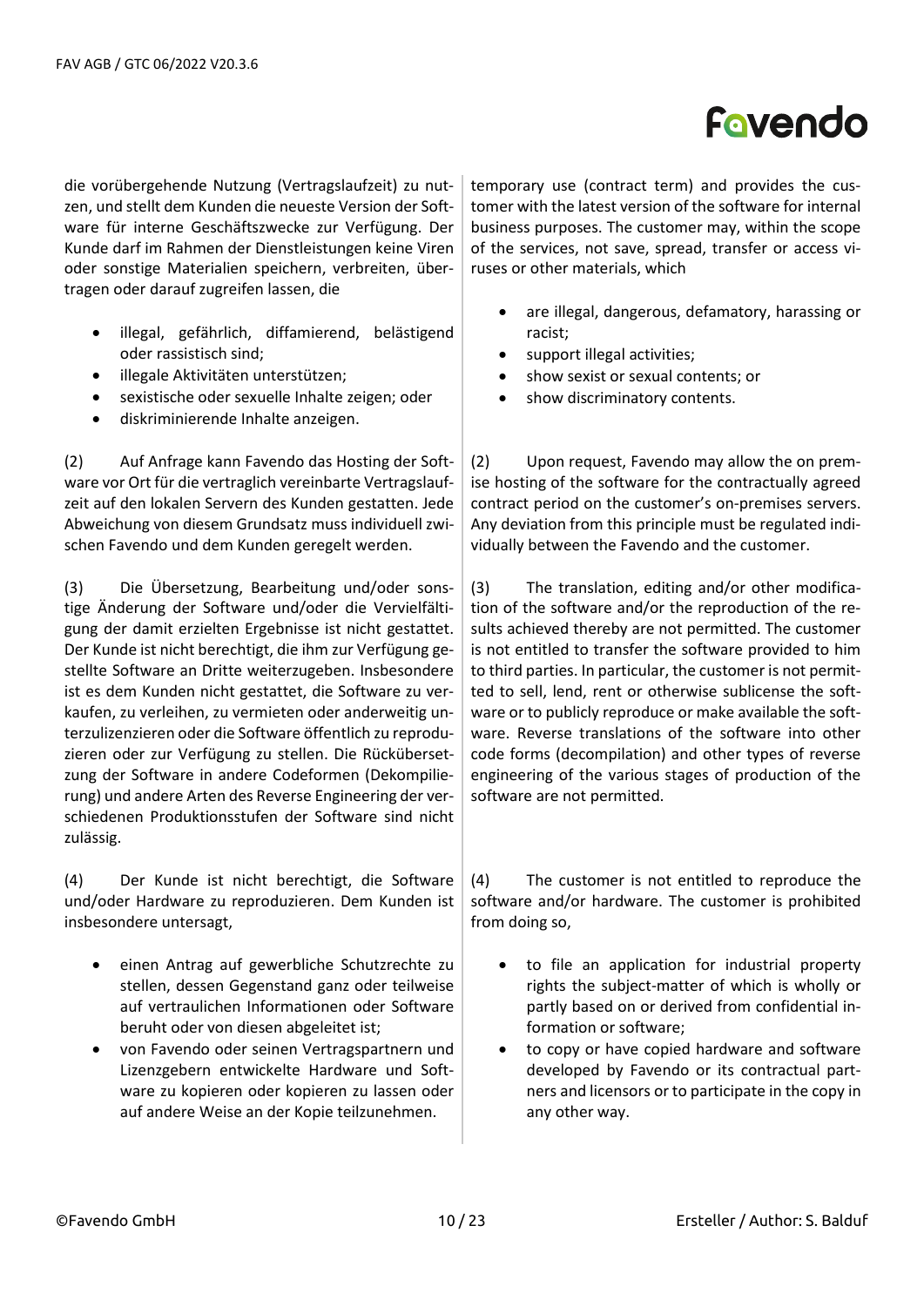die vorübergehende Nutzung (Vertragslaufzeit) zu nutzen, und stellt dem Kunden die neueste Version der Software für interne Geschäftszwecke zur Verfügung. Der Kunde darf im Rahmen der Dienstleistungen keine Viren oder sonstige Materialien speichern, verbreiten, übertragen oder darauf zugreifen lassen, die

- illegal, gefährlich, diffamierend, belästigend oder rassistisch sind;
- illegale Aktivitäten unterstützen;
- sexistische oder sexuelle Inhalte zeigen; oder
- diskriminierende Inhalte anzeigen.

(2) Auf Anfrage kann Favendo das Hosting der Software vor Ort für die vertraglich vereinbarte Vertragslaufzeit auf den lokalen Servern des Kunden gestatten. Jede Abweichung von diesem Grundsatz muss individuell zwischen Favendo und dem Kunden geregelt werden.

(3) Die Übersetzung, Bearbeitung und/oder sonstige Änderung der Software und/oder die Vervielfältigung der damit erzielten Ergebnisse ist nicht gestattet. Der Kunde ist nicht berechtigt, die ihm zur Verfügung gestellte Software an Dritte weiterzugeben. Insbesondere ist es dem Kunden nicht gestattet, die Software zu verkaufen, zu verleihen, zu vermieten oder anderweitig unterzulizenzieren oder die Software öffentlich zu reproduzieren oder zur Verfügung zu stellen. Die Rückübersetzung der Software in andere Codeformen (Dekompilierung) und andere Arten des Reverse Engineering der verschiedenen Produktionsstufen der Software sind nicht zulässig.

(4) Der Kunde ist nicht berechtigt, die Software und/oder Hardware zu reproduzieren. Dem Kunden ist insbesondere untersagt,

- einen Antrag auf gewerbliche Schutzrechte zu stellen, dessen Gegenstand ganz oder teilweise auf vertraulichen Informationen oder Software beruht oder von diesen abgeleitet ist;
- von Favendo oder seinen Vertragspartnern und Lizenzgebern entwickelte Hardware und Software zu kopieren oder kopieren zu lassen oder auf andere Weise an der Kopie teilzunehmen.

temporary use (contract term) and provides the customer with the latest version of the software for internal business purposes. The customer may, within the scope of the services, not save, spread, transfer or access viruses or other materials, which

- are illegal, dangerous, defamatory, harassing or racist;
- support illegal activities;
- show sexist or sexual contents; or
- show discriminatory contents.

(2) Upon request, Favendo may allow the on premise hosting of the software for the contractually agreed contract period on the customer's on-premises servers. Any deviation from this principle must be regulated individually between the Favendo and the customer.

(3) The translation, editing and/or other modification of the software and/or the reproduction of the results achieved thereby are not permitted. The customer is not entitled to transfer the software provided to him to third parties. In particular, the customer is not permitted to sell, lend, rent or otherwise sublicense the software or to publicly reproduce or make available the software. Reverse translations of the software into other code forms (decompilation) and other types of reverse engineering of the various stages of production of the software are not permitted.

(4) The customer is not entitled to reproduce the software and/or hardware. The customer is prohibited from doing so,

- to file an application for industrial property rights the subject-matter of which is wholly or partly based on or derived from confidential information or software;
- to copy or have copied hardware and software developed by Favendo or its contractual partners and licensors or to participate in the copy in any other way.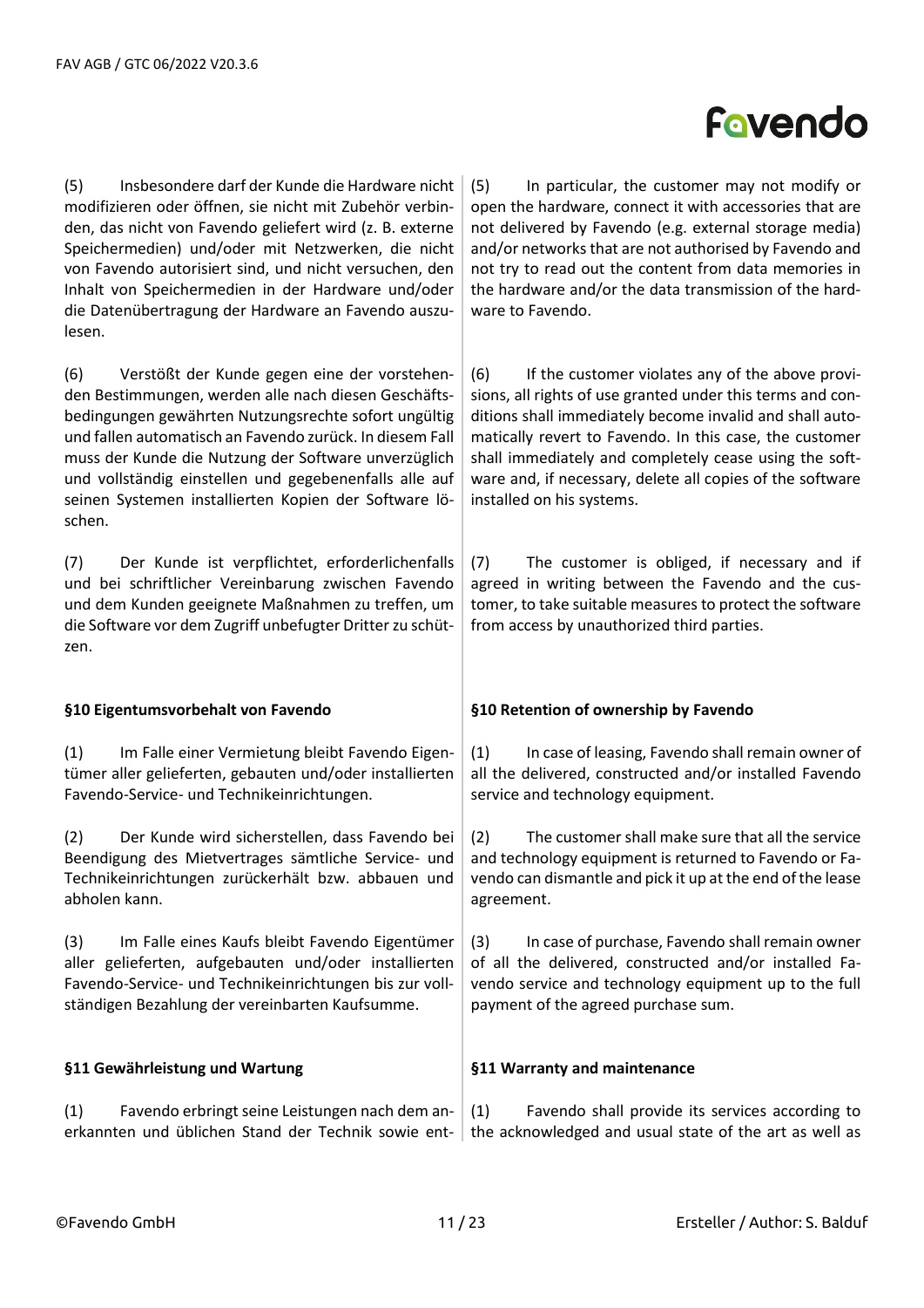| | |
|---|---|
| (5) Insbesondere darf der Kunde die Hardware nicht modifizieren oder öffnen, sie nicht mit Zubehör verbinden, das nicht von Favendo geliefert wird (z. B. externe Speichermedien) und/oder mit Netzwerken, die nicht von Favendo autorisiert sind, und nicht versuchen, den Inhalt von Speichermedien in der Hardware und/oder die Datenübertragung der Hardware an Favendo auszulesen. | (5) In particular, the customer may not modify or open the hardware, connect it with accessories that are not delivered by Favendo (e.g. external storage media) and/or networks that are not authorised by Favendo and not try to read out the content from data memories in the hardware and/or the data transmission of the hardware to Favendo. |
| (6) Verstößt der Kunde gegen eine der vorstehenden Bestimmungen, werden alle nach diesen Geschäftsbedingungen gewährten Nutzungsrechte sofort ungültig und fallen automatisch an Favendo zurück. In diesem Fall muss der Kunde die Nutzung der Software unverzüglich und vollständig einstellen und gegebenenfalls alle auf seinen Systemen installierten Kopien der Software löschen. | (6) If the customer violates any of the above provisions, all rights of use granted under this terms and conditions shall immediately become invalid and shall automatically revert to Favendo. In this case, the customer shall immediately and completely cease using the software and, if necessary, delete all copies of the software installed on his systems. |
| (7) Der Kunde ist verpflichtet, erforderlichenfalls und bei schriftlicher Vereinbarung zwischen Favendo und dem Kunden geeignete Maßnahmen zu treffen, um die Software vor dem Zugriff unbefugter Dritter zu schützen. | (7) The customer is obliged, if necessary and if agreed in writing between the Favendo and the customer, to take suitable measures to protect the software from access by unauthorized third parties. |
| **§10 Eigentumsvorbehalt von Favendo** | **§10 Retention of ownership by Favendo** |
| (1) Im Falle einer Vermietung bleibt Favendo Eigentümer aller gelieferten, gebauten und/oder installierten Favendo-Service- und Technikeinrichtungen. | (1) In case of leasing, Favendo shall remain owner of all the delivered, constructed and/or installed Favendo service and technology equipment. |
| (2) Der Kunde wird sicherstellen, dass Favendo bei Beendigung des Mietvertrages sämtliche Service- und Technikeinrichtungen zurückerhält bzw. abbauen und abholen kann. | (2) The customer shall make sure that all the service and technology equipment is returned to Favendo or Favendo can dismantle and pick it up at the end of the lease agreement. |
| (3) Im Falle eines Kaufs bleibt Favendo Eigentümer aller gelieferten, aufgebauten und/oder installierten Favendo-Service- und Technikeinrichtungen bis zur vollständigen Bezahlung der vereinbarten Kaufsumme. | (3) In case of purchase, Favendo shall remain owner of all the delivered, constructed and/or installed Favendo service and technology equipment up to the full payment of the agreed purchase sum. |
| **§11 Gewährleistung und Wartung** | **§11 Warranty and maintenance** |
| (1) Favendo erbringt seine Leistungen nach dem anerkannten und üblichen Stand der Technik sowie ent- | (1) Favendo shall provide its services according to the acknowledged and usual state of the art as well as |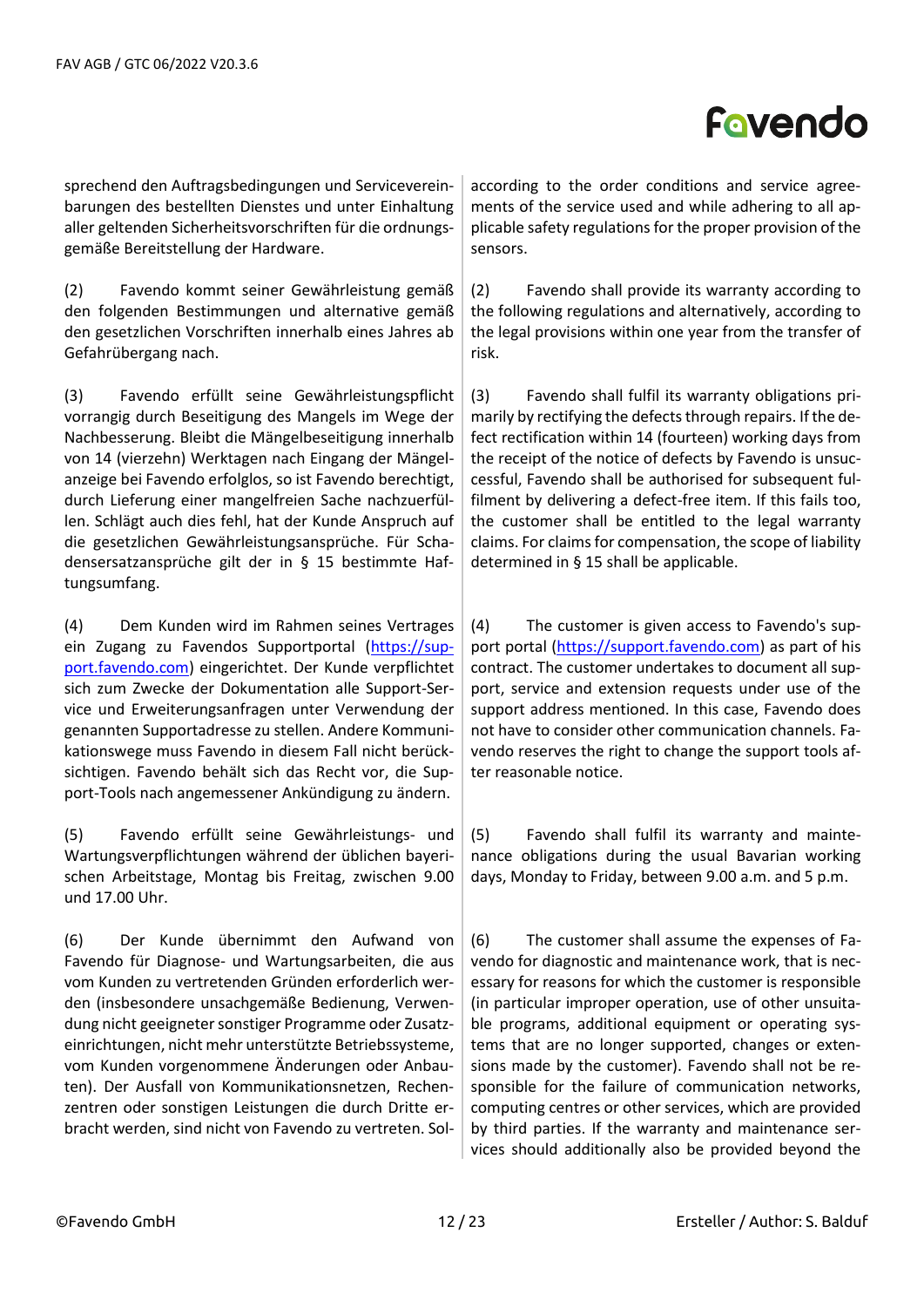sprechend den Auftragsbedingungen und Servicevereinbarungen des bestellten Dienstes und unter Einhaltung aller geltenden Sicherheitsvorschriften für die ordnungsgemäße Bereitstellung der Hardware.

(2) Favendo kommt seiner Gewährleistung gemäß den folgenden Bestimmungen und alternative gemäß den gesetzlichen Vorschriften innerhalb eines Jahres ab Gefahrübergang nach.

(3) Favendo erfüllt seine Gewährleistungspflicht vorrangig durch Beseitigung des Mangels im Wege der Nachbesserung. Bleibt die Mängelbeseitigung innerhalb von 14 (vierzehn) Werktagen nach Eingang der Mängelanzeige bei Favendo erfolglos, so ist Favendo berechtigt, durch Lieferung einer mangelfreien Sache nachzuerfüllen. Schlägt auch dies fehl, hat der Kunde Anspruch auf die gesetzlichen Gewährleistungsansprüche. Für Schadensersatzansprüche gilt der in § 15 bestimmte Haftungsumfang.

(4) Dem Kunden wird im Rahmen seines Vertrages ein Zugang zu Favendos Supportportal (https://support.favendo.com) eingerichtet. Der Kunde verpflichtet sich zum Zwecke der Dokumentation alle Support-Service und Erweiterungsanfragen unter Verwendung der genannten Supportadresse zu stellen. Andere Kommunikationswege muss Favendo in diesem Fall nicht berücksichtigen. Favendo behält sich das Recht vor, die Support-Tools nach angemessener Ankündigung zu ändern.

(5) Favendo erfüllt seine Gewährleistungs- und Wartungsverpflichtungen während der üblichen bayerischen Arbeitstage, Montag bis Freitag, zwischen 9.00 und 17.00 Uhr.

(6) Der Kunde übernimmt den Aufwand von Favendo für Diagnose- und Wartungsarbeiten, die aus vom Kunden zu vertretenden Gründen erforderlich werden (insbesondere unsachgemäße Bedienung, Verwendung nicht geeigneter sonstiger Programme oder Zusatzeinrichtungen, nicht mehr unterstützte Betriebssysteme, vom Kunden vorgenommene Änderungen oder Anbauten). Der Ausfall von Kommunikationsnetzen, Rechenzentren oder sonstigen Leistungen die durch Dritte erbracht werden, sind nicht von Favendo zu vertreten. Sol-

according to the order conditions and service agreements of the service used and while adhering to all applicable safety regulations for the proper provision of the sensors.

(2) Favendo shall provide its warranty according to the following regulations and alternatively, according to the legal provisions within one year from the transfer of risk.

(3) Favendo shall fulfil its warranty obligations primarily by rectifying the defects through repairs. If the defect rectification within 14 (fourteen) working days from the receipt of the notice of defects by Favendo is unsuccessful, Favendo shall be authorised for subsequent fulfilment by delivering a defect-free item. If this fails too, the customer shall be entitled to the legal warranty claims. For claims for compensation, the scope of liability determined in § 15 shall be applicable.

(4) The customer is given access to Favendo's support portal (https://support.favendo.com) as part of his contract. The customer undertakes to document all support, service and extension requests under use of the support address mentioned. In this case, Favendo does not have to consider other communication channels. Favendo reserves the right to change the support tools after reasonable notice.

(5) Favendo shall fulfil its warranty and maintenance obligations during the usual Bavarian working days, Monday to Friday, between 9.00 a.m. and 5 p.m.

(6) The customer shall assume the expenses of Favendo for diagnostic and maintenance work, that is necessary for reasons for which the customer is responsible (in particular improper operation, use of other unsuitable programs, additional equipment or operating systems that are no longer supported, changes or extensions made by the customer). Favendo shall not be responsible for the failure of communication networks, computing centres or other services, which are provided by third parties. If the warranty and maintenance services should additionally also be provided beyond the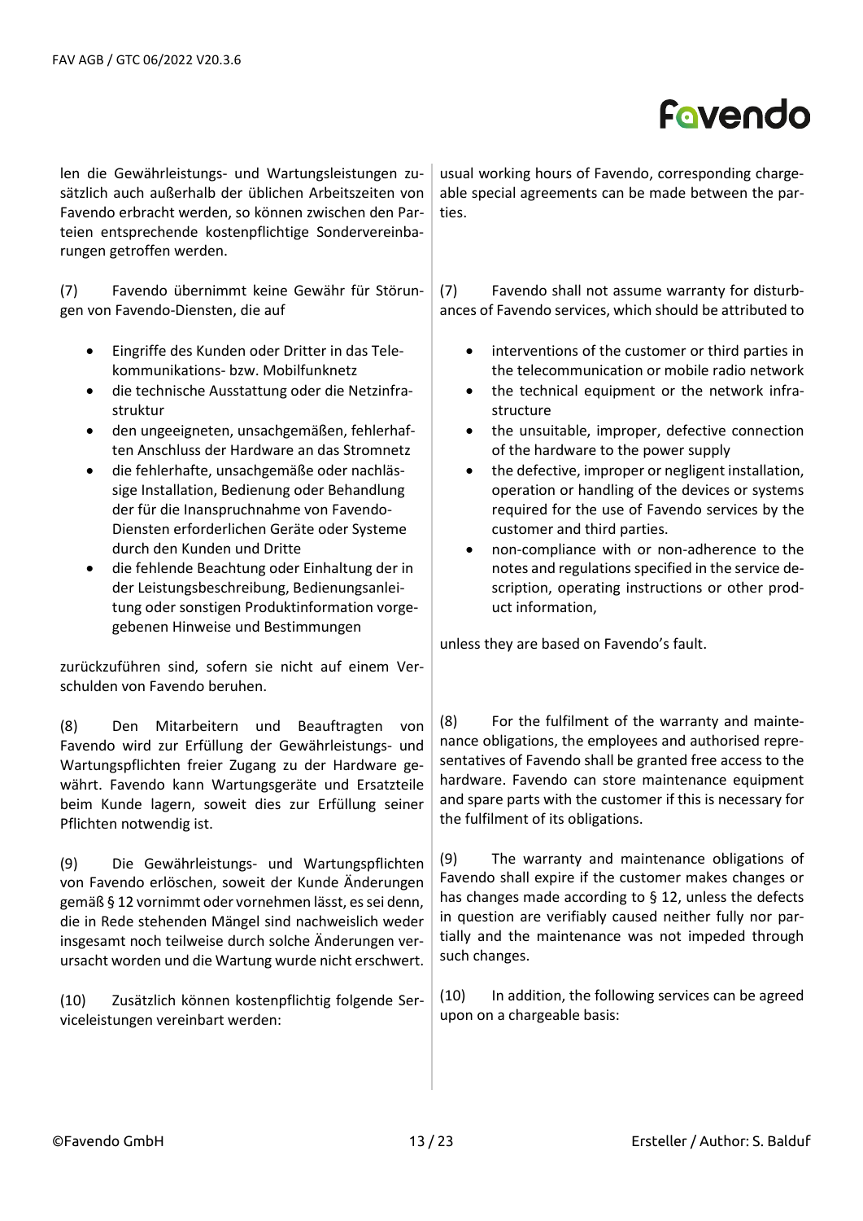len die Gewährleistungs- und Wartungsleistungen zusätzlich auch außerhalb der üblichen Arbeitszeiten von Favendo erbracht werden, so können zwischen den Parteien entsprechende kostenpflichtige Sondervereinbarungen getroffen werden.

(7) Favendo übernimmt keine Gewähr für Störungen von Favendo-Diensten, die auf

- Eingriffe des Kunden oder Dritter in das Telekommunikations- bzw. Mobilfunknetz
- die technische Ausstattung oder die Netzinfrastruktur
- den ungeeigneten, unsachgemäßen, fehlerhaften Anschluss der Hardware an das Stromnetz
- die fehlerhafte, unsachgemäße oder nachlässige Installation, Bedienung oder Behandlung der für die Inanspruchnahme von Favendo-Diensten erforderlichen Geräte oder Systeme durch den Kunden und Dritte
- die fehlende Beachtung oder Einhaltung der in der Leistungsbeschreibung, Bedienungsanleitung oder sonstigen Produktinformation vorgegebenen Hinweise und Bestimmungen

zurückzuführen sind, sofern sie nicht auf einem Verschulden von Favendo beruhen.

(8) Den Mitarbeitern und Beauftragten von Favendo wird zur Erfüllung der Gewährleistungs- und Wartungspflichten freier Zugang zu der Hardware gewährt. Favendo kann Wartungsgeräte und Ersatzteile beim Kunde lagern, soweit dies zur Erfüllung seiner Pflichten notwendig ist.

(9) Die Gewährleistungs- und Wartungspflichten von Favendo erlöschen, soweit der Kunde Änderungen gemäß § 12 vornimmt oder vornehmen lässt, es sei denn, die in Rede stehenden Mängel sind nachweislich weder insgesamt noch teilweise durch solche Änderungen verursacht worden und die Wartung wurde nicht erschwert.

(10) Zusätzlich können kostenpflichtig folgende Serviceleistungen vereinbart werden:

usual working hours of Favendo, corresponding chargeable special agreements can be made between the parties.

(7) Favendo shall not assume warranty for disturbances of Favendo services, which should be attributed to

- interventions of the customer or third parties in the telecommunication or mobile radio network
- the technical equipment or the network infrastructure
- the unsuitable, improper, defective connection of the hardware to the power supply
- the defective, improper or negligent installation, operation or handling of the devices or systems required for the use of Favendo services by the customer and third parties.
- non-compliance with or non-adherence to the notes and regulations specified in the service description, operating instructions or other product information,

unless they are based on Favendo's fault.

(8) For the fulfilment of the warranty and maintenance obligations, the employees and authorised representatives of Favendo shall be granted free access to the hardware. Favendo can store maintenance equipment and spare parts with the customer if this is necessary for the fulfilment of its obligations.

(9) The warranty and maintenance obligations of Favendo shall expire if the customer makes changes or has changes made according to § 12, unless the defects in question are verifiably caused neither fully nor partially and the maintenance was not impeded through such changes.

(10) In addition, the following services can be agreed upon on a chargeable basis: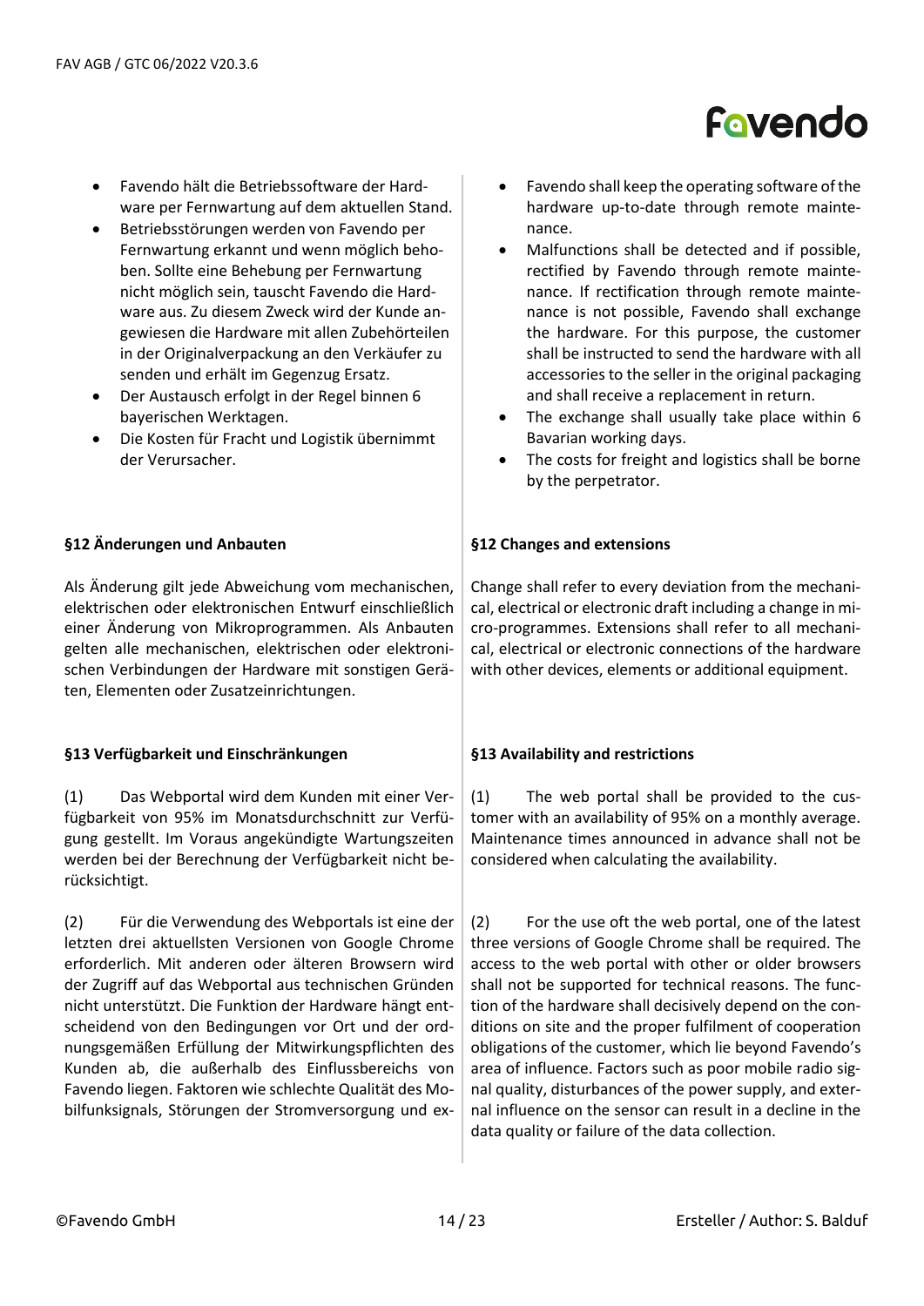- Favendo hält die Betriebssoftware der Hardware per Fernwartung auf dem aktuellen Stand.
- Betriebsstörungen werden von Favendo per Fernwartung erkannt und wenn möglich behoben. Sollte eine Behebung per Fernwartung nicht möglich sein, tauscht Favendo die Hardware aus. Zu diesem Zweck wird der Kunde angewiesen die Hardware mit allen Zubehörteilen in der Originalverpackung an den Verkäufer zu senden und erhält im Gegenzug Ersatz.
- Der Austausch erfolgt in der Regel binnen 6 bayerischen Werktagen.
- Die Kosten für Fracht und Logistik übernimmt der Verursacher.

- Favendo shall keep the operating software of the hardware up-to-date through remote maintenance.
- Malfunctions shall be detected and if possible, rectified by Favendo through remote maintenance. If rectification through remote maintenance is not possible, Favendo shall exchange the hardware. For this purpose, the customer shall be instructed to send the hardware with all accessories to the seller in the original packaging and shall receive a replacement in return.
- The exchange shall usually take place within 6 Bavarian working days.
- The costs for freight and logistics shall be borne by the perpetrator.

**§12 Änderungen und Anbauten**

Als Änderung gilt jede Abweichung vom mechanischen, elektrischen oder elektronischen Entwurf einschließlich einer Änderung von Mikroprogrammen. Als Anbauten gelten alle mechanischen, elektrischen oder elektronischen Verbindungen der Hardware mit sonstigen Geräten, Elementen oder Zusatzeinrichtungen.

**§12 Changes and extensions**

Change shall refer to every deviation from the mechanical, electrical or electronic draft including a change in micro-programmes. Extensions shall refer to all mechanical, electrical or electronic connections of the hardware with other devices, elements or additional equipment.

**§13 Verfügbarkeit und Einschränkungen**

(1) Das Webportal wird dem Kunden mit einer Verfügbarkeit von 95% im Monatsdurchschnitt zur Verfügung gestellt. Im Voraus angekündigte Wartungszeiten werden bei der Berechnung der Verfügbarkeit nicht berücksichtigt.

(2) Für die Verwendung des Webportals ist eine der letzten drei aktuellsten Versionen von Google Chrome erforderlich. Mit anderen oder älteren Browsern wird der Zugriff auf das Webportal aus technischen Gründen nicht unterstützt. Die Funktion der Hardware hängt entscheidend von den Bedingungen vor Ort und der ordnungsgemäßen Erfüllung der Mitwirkungspflichten des Kunden ab, die außerhalb des Einflussbereichs von Favendo liegen. Faktoren wie schlechte Qualität des Mobilfunksignals, Störungen der Stromversorgung und ex-

**§13 Availability and restrictions**

(1) The web portal shall be provided to the customer with an availability of 95% on a monthly average. Maintenance times announced in advance shall not be considered when calculating the availability.

(2) For the use oft the web portal, one of the latest three versions of Google Chrome shall be required. The access to the web portal with other or older browsers shall not be supported for technical reasons. The function of the hardware shall decisively depend on the conditions on site and the proper fulfilment of cooperation obligations of the customer, which lie beyond Favendo's area of influence. Factors such as poor mobile radio signal quality, disturbances of the power supply, and external influence on the sensor can result in a decline in the data quality or failure of the data collection.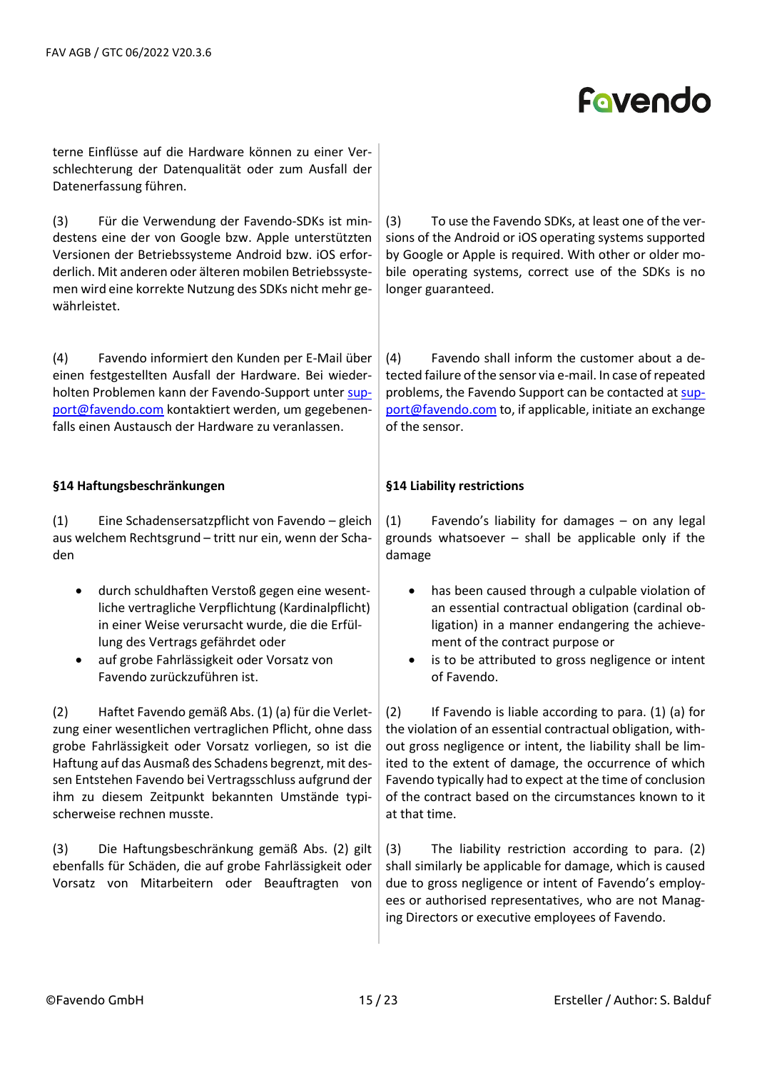terne Einflüsse auf die Hardware können zu einer Verschlechterung der Datenqualität oder zum Ausfall der Datenerfassung führen.

(3) Für die Verwendung der Favendo-SDKs ist mindestens eine der von Google bzw. Apple unterstützten Versionen der Betriebssysteme Android bzw. iOS erforderlich. Mit anderen oder älteren mobilen Betriebssystemen wird eine korrekte Nutzung des SDKs nicht mehr gewährleistet.

(4) Favendo informiert den Kunden per E-Mail über einen festgestellten Ausfall der Hardware. Bei wiederholten Problemen kann der Favendo-Support unter support@favendo.com kontaktiert werden, um gegebenenfalls einen Austausch der Hardware zu veranlassen.

**§14 Haftungsbeschränkungen**

(1) Eine Schadensersatzpflicht von Favendo – gleich aus welchem Rechtsgrund – tritt nur ein, wenn der Schaden

- durch schuldhaften Verstoß gegen eine wesentliche vertragliche Verpflichtung (Kardinalpflicht) in einer Weise verursacht wurde, die die Erfüllung des Vertrags gefährdet oder
- auf grobe Fahrlässigkeit oder Vorsatz von Favendo zurückzuführen ist.

(2) Haftet Favendo gemäß Abs. (1) (a) für die Verletzung einer wesentlichen vertraglichen Pflicht, ohne dass grobe Fahrlässigkeit oder Vorsatz vorliegen, so ist die Haftung auf das Ausmaß des Schadens begrenzt, mit dessen Entstehen Favendo bei Vertragsschluss aufgrund der ihm zu diesem Zeitpunkt bekannten Umstände typischerweise rechnen musste.

(3) Die Haftungsbeschränkung gemäß Abs. (2) gilt ebenfalls für Schäden, die auf grobe Fahrlässigkeit oder Vorsatz von Mitarbeitern oder Beauftragten von

---

(3) To use the Favendo SDKs, at least one of the versions of the Android or iOS operating systems supported by Google or Apple is required. With other or older mobile operating systems, correct use of the SDKs is no longer guaranteed.

(4) Favendo shall inform the customer about a detected failure of the sensor via e-mail. In case of repeated problems, the Favendo Support can be contacted at support@favendo.com to, if applicable, initiate an exchange of the sensor.

**§14 Liability restrictions**

(1) Favendo's liability for damages – on any legal grounds whatsoever – shall be applicable only if the damage

- has been caused through a culpable violation of an essential contractual obligation (cardinal obligation) in a manner endangering the achievement of the contract purpose or
- is to be attributed to gross negligence or intent of Favendo.

(2) If Favendo is liable according to para. (1) (a) for the violation of an essential contractual obligation, without gross negligence or intent, the liability shall be limited to the extent of damage, the occurrence of which Favendo typically had to expect at the time of conclusion of the contract based on the circumstances known to it at that time.

(3) The liability restriction according to para. (2) shall similarly be applicable for damage, which is caused due to gross negligence or intent of Favendo's employees or authorised representatives, who are not Managing Directors or executive employees of Favendo.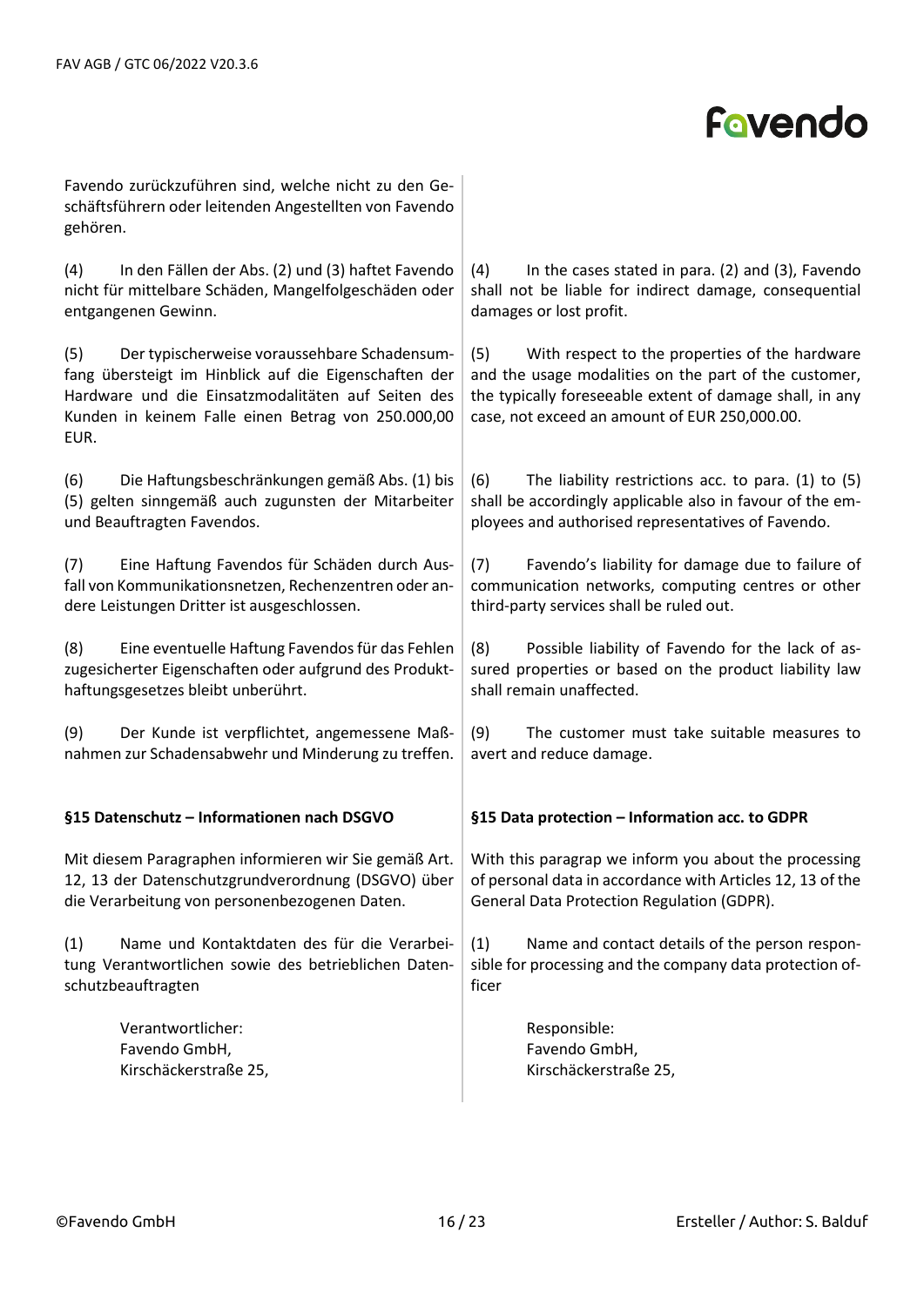Favendo zurückzuführen sind, welche nicht zu den Geschäftsführern oder leitenden Angestellten von Favendo gehören.

(4) In den Fällen der Abs. (2) und (3) haftet Favendo nicht für mittelbare Schäden, Mangelfolgeschäden oder entgangenen Gewinn.

(4) In the cases stated in para. (2) and (3), Favendo shall not be liable for indirect damage, consequential damages or lost profit.

(5) Der typischerweise voraussehbare Schadensumfang übersteigt im Hinblick auf die Eigenschaften der Hardware und die Einsatzmodalitäten auf Seiten des Kunden in keinem Falle einen Betrag von 250.000,00 EUR.

(5) With respect to the properties of the hardware and the usage modalities on the part of the customer, the typically foreseeable extent of damage shall, in any case, not exceed an amount of EUR 250,000.00.

(6) Die Haftungsbeschränkungen gemäß Abs. (1) bis (5) gelten sinngemäß auch zugunsten der Mitarbeiter und Beauftragten Favendos.

(6) The liability restrictions acc. to para. (1) to (5) shall be accordingly applicable also in favour of the employees and authorised representatives of Favendo.

(7) Eine Haftung Favendos für Schäden durch Ausfall von Kommunikationsnetzen, Rechenzentren oder andere Leistungen Dritter ist ausgeschlossen.

(7) Favendo's liability for damage due to failure of communication networks, computing centres or other third-party services shall be ruled out.

(8) Eine eventuelle Haftung Favendos für das Fehlen zugesicherter Eigenschaften oder aufgrund des Produkthaftungsgesetzes bleibt unberührt.

(8) Possible liability of Favendo for the lack of assured properties or based on the product liability law shall remain unaffected.

(9) Der Kunde ist verpflichtet, angemessene Maßnahmen zur Schadensabwehr und Minderung zu treffen.

(9) The customer must take suitable measures to avert and reduce damage.

## §15 Datenschutz – Informationen nach DSGVO

## §15 Data protection – Information acc. to GDPR

Mit diesem Paragraphen informieren wir Sie gemäß Art. 12, 13 der Datenschutzgrundverordnung (DSGVO) über die Verarbeitung von personenbezogenen Daten.

With this paragrap we inform you about the processing of personal data in accordance with Articles 12, 13 of the General Data Protection Regulation (GDPR).

(1) Name und Kontaktdaten des für die Verarbeitung Verantwortlichen sowie des betrieblichen Datenschutzbeauftragten

(1) Name and contact details of the person responsible for processing and the company data protection officer

Verantwortlicher:
Favendo GmbH,
Kirschäckerstraße 25,

Responsible:
Favendo GmbH,
Kirschäckerstraße 25,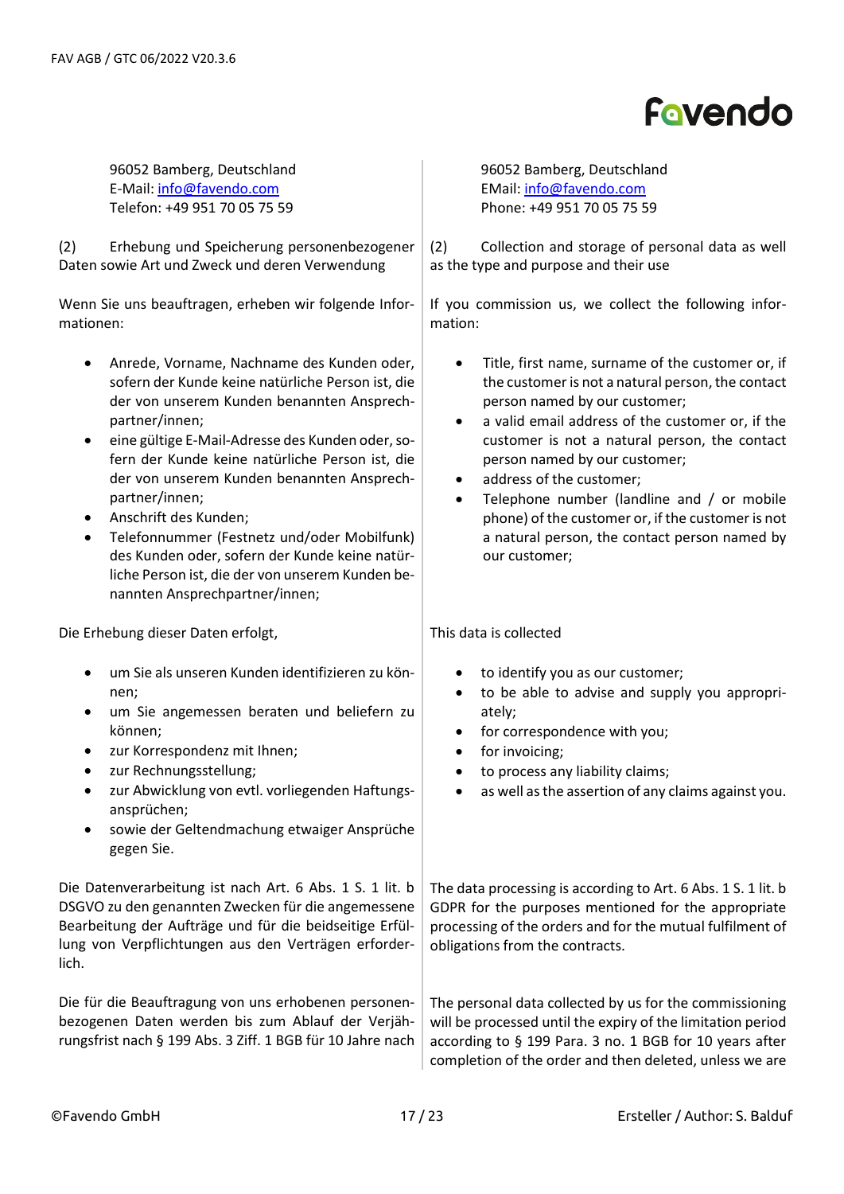96052 Bamberg, Deutschland
E-Mail: info@favendo.com
Telefon: +49 951 70 05 75 59

(2) Erhebung und Speicherung personenbezogener Daten sowie Art und Zweck und deren Verwendung

Wenn Sie uns beauftragen, erheben wir folgende Informationen:

- Anrede, Vorname, Nachname des Kunden oder, sofern der Kunde keine natürliche Person ist, die der von unserem Kunden benannten Ansprechpartner/innen;
- eine gültige E-Mail-Adresse des Kunden oder, sofern der Kunde keine natürliche Person ist, die der von unserem Kunden benannten Ansprechpartner/innen;
- Anschrift des Kunden;
- Telefonnummer (Festnetz und/oder Mobilfunk) des Kunden oder, sofern der Kunde keine natürliche Person ist, die der von unserem Kunden benannten Ansprechpartner/innen;

Die Erhebung dieser Daten erfolgt,

- um Sie als unseren Kunden identifizieren zu können;
- um Sie angemessen beraten und beliefern zu können;
- zur Korrespondenz mit Ihnen;
- zur Rechnungsstellung;
- zur Abwicklung von evtl. vorliegenden Haftungsansprüchen;
- sowie der Geltendmachung etwaiger Ansprüche gegen Sie.

Die Datenverarbeitung ist nach Art. 6 Abs. 1 S. 1 lit. b DSGVO zu den genannten Zwecken für die angemessene Bearbeitung der Aufträge und für die beidseitige Erfüllung von Verpflichtungen aus den Verträgen erforderlich.

Die für die Beauftragung von uns erhobenen personenbezogenen Daten werden bis zum Ablauf der Verjährungsfrist nach § 199 Abs. 3 Ziff. 1 BGB für 10 Jahre nach

96052 Bamberg, Deutschland
EMail: info@favendo.com
Phone: +49 951 70 05 75 59

(2) Collection and storage of personal data as well as the type and purpose and their use

If you commission us, we collect the following information:

- Title, first name, surname of the customer or, if the customer is not a natural person, the contact person named by our customer;
- a valid email address of the customer or, if the customer is not a natural person, the contact person named by our customer;
- address of the customer;
- Telephone number (landline and / or mobile phone) of the customer or, if the customer is not a natural person, the contact person named by our customer;

This data is collected

- to identify you as our customer;
- to be able to advise and supply you appropriately;
- for correspondence with you;
- for invoicing;
- to process any liability claims;
- as well as the assertion of any claims against you.

The data processing is according to Art. 6 Abs. 1 S. 1 lit. b GDPR for the purposes mentioned for the appropriate processing of the orders and for the mutual fulfilment of obligations from the contracts.

The personal data collected by us for the commissioning will be processed until the expiry of the limitation period according to § 199 Para. 3 no. 1 BGB for 10 years after completion of the order and then deleted, unless we are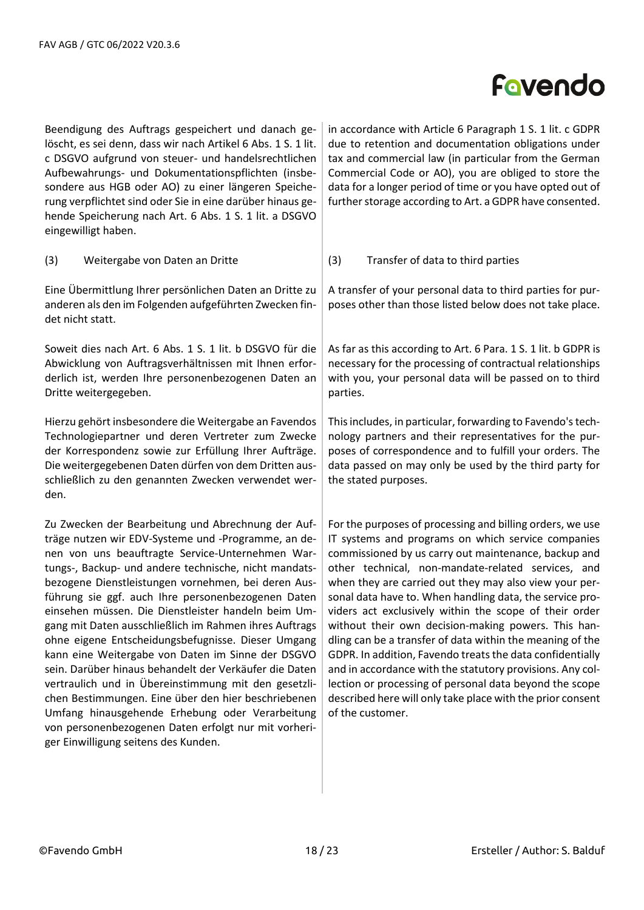Beendigung des Auftrags gespeichert und danach gelöscht, es sei denn, dass wir nach Artikel 6 Abs. 1 S. 1 lit. c DSGVO aufgrund von steuer- und handelsrechtlichen Aufbewahrungs- und Dokumentationspflichten (insbesondere aus HGB oder AO) zu einer längeren Speicherung verpflichtet sind oder Sie in eine darüber hinaus gehende Speicherung nach Art. 6 Abs. 1 S. 1 lit. a DSGVO eingewilligt haben.

in accordance with Article 6 Paragraph 1 S. 1 lit. c GDPR due to retention and documentation obligations under tax and commercial law (in particular from the German Commercial Code or AO), you are obliged to store the data for a longer period of time or you have opted out of further storage according to Art. a GDPR have consented.

(3) Weitergabe von Daten an Dritte

Eine Übermittlung Ihrer persönlichen Daten an Dritte zu anderen als den im Folgenden aufgeführten Zwecken findet nicht statt.

Soweit dies nach Art. 6 Abs. 1 S. 1 lit. b DSGVO für die Abwicklung von Auftragsverhältnissen mit Ihnen erforderlich ist, werden Ihre personenbezogenen Daten an Dritte weitergegeben.

Hierzu gehört insbesondere die Weitergabe an Favendos Technologiepartner und deren Vertreter zum Zwecke der Korrespondenz sowie zur Erfüllung Ihrer Aufträge. Die weitergegebenen Daten dürfen von dem Dritten ausschließlich zu den genannten Zwecken verwendet werden.

Zu Zwecken der Bearbeitung und Abrechnung der Aufträge nutzen wir EDV-Systeme und -Programme, an denen von uns beauftragte Service-Unternehmen Wartungs-, Backup- und andere technische, nicht mandatsbezogene Dienstleistungen vornehmen, bei deren Ausführung sie ggf. auch Ihre personenbezogenen Daten einsehen müssen. Die Dienstleister handeln beim Umgang mit Daten ausschließlich im Rahmen ihres Auftrags ohne eigene Entscheidungsbefugnisse. Dieser Umgang kann eine Weitergabe von Daten im Sinne der DSGVO sein. Darüber hinaus behandelt der Verkäufer die Daten vertraulich und in Übereinstimmung mit den gesetzlichen Bestimmungen. Eine über den hier beschriebenen Umfang hinausgehende Erhebung oder Verarbeitung von personenbezogenen Daten erfolgt nur mit vorheriger Einwilligung seitens des Kunden.

(3) Transfer of data to third parties

A transfer of your personal data to third parties for purposes other than those listed below does not take place.

As far as this according to Art. 6 Para. 1 S. 1 lit. b GDPR is necessary for the processing of contractual relationships with you, your personal data will be passed on to third parties.

This includes, in particular, forwarding to Favendo's technology partners and their representatives for the purposes of correspondence and to fulfill your orders. The data passed on may only be used by the third party for the stated purposes.

For the purposes of processing and billing orders, we use IT systems and programs on which service companies commissioned by us carry out maintenance, backup and other technical, non-mandate-related services, and when they are carried out they may also view your personal data have to. When handling data, the service providers act exclusively within the scope of their order without their own decision-making powers. This handling can be a transfer of data within the meaning of the GDPR. In addition, Favendo treats the data confidentially and in accordance with the statutory provisions. Any collection or processing of personal data beyond the scope described here will only take place with the prior consent of the customer.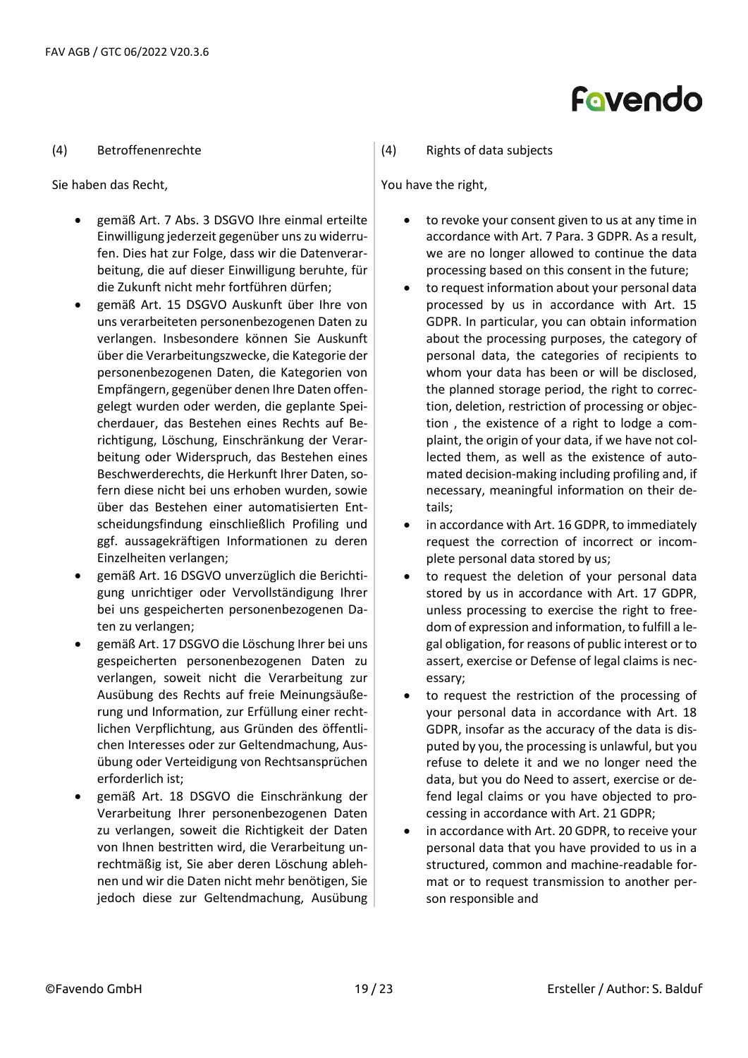(4) Betroffenenrechte

Sie haben das Recht,

- gemäß Art. 7 Abs. 3 DSGVO Ihre einmal erteilte Einwilligung jederzeit gegenüber uns zu widerrufen. Dies hat zur Folge, dass wir die Datenverarbeitung, die auf dieser Einwilligung beruhte, für die Zukunft nicht mehr fortführen dürfen;
- gemäß Art. 15 DSGVO Auskunft über Ihre von uns verarbeiteten personenbezogenen Daten zu verlangen. Insbesondere können Sie Auskunft über die Verarbeitungszwecke, die Kategorie der personenbezogenen Daten, die Kategorien von Empfängern, gegenüber denen Ihre Daten offengelegt wurden oder werden, die geplante Speicherdauer, das Bestehen eines Rechts auf Berichtigung, Löschung, Einschränkung der Verarbeitung oder Widerspruch, das Bestehen eines Beschwerderechts, die Herkunft Ihrer Daten, sofern diese nicht bei uns erhoben wurden, sowie über das Bestehen einer automatisierten Entscheidungsfindung einschließlich Profiling und ggf. aussagekräftigen Informationen zu deren Einzelheiten verlangen;
- gemäß Art. 16 DSGVO unverzüglich die Berichtigung unrichtiger oder Vervollständigung Ihrer bei uns gespeicherten personenbezogenen Daten zu verlangen;
- gemäß Art. 17 DSGVO die Löschung Ihrer bei uns gespeicherten personenbezogenen Daten zu verlangen, soweit nicht die Verarbeitung zur Ausübung des Rechts auf freie Meinungsäußerung und Information, zur Erfüllung einer rechtlichen Verpflichtung, aus Gründen des öffentlichen Interesses oder zur Geltendmachung, Ausübung oder Verteidigung von Rechtsansprüchen erforderlich ist;
- gemäß Art. 18 DSGVO die Einschränkung der Verarbeitung Ihrer personenbezogenen Daten zu verlangen, soweit die Richtigkeit der Daten von Ihnen bestritten wird, die Verarbeitung unrechtmäßig ist, Sie aber deren Löschung ablehnen und wir die Daten nicht mehr benötigen, Sie jedoch diese zur Geltendmachung, Ausübung

(4) Rights of data subjects

You have the right,

- to revoke your consent given to us at any time in accordance with Art. 7 Para. 3 GDPR. As a result, we are no longer allowed to continue the data processing based on this consent in the future;
- to request information about your personal data processed by us in accordance with Art. 15 GDPR. In particular, you can obtain information about the processing purposes, the category of personal data, the categories of recipients to whom your data has been or will be disclosed, the planned storage period, the right to correction, deletion, restriction of processing or objection , the existence of a right to lodge a complaint, the origin of your data, if we have not collected them, as well as the existence of automated decision-making including profiling and, if necessary, meaningful information on their details;
- in accordance with Art. 16 GDPR, to immediately request the correction of incorrect or incomplete personal data stored by us;
- to request the deletion of your personal data stored by us in accordance with Art. 17 GDPR, unless processing to exercise the right to freedom of expression and information, to fulfill a legal obligation, for reasons of public interest or to assert, exercise or Defense of legal claims is necessary;
- to request the restriction of the processing of your personal data in accordance with Art. 18 GDPR, insofar as the accuracy of the data is disputed by you, the processing is unlawful, but you refuse to delete it and we no longer need the data, but you do Need to assert, exercise or defend legal claims or you have objected to processing in accordance with Art. 21 GDPR;
- in accordance with Art. 20 GDPR, to receive your personal data that you have provided to us in a structured, common and machine-readable format or to request transmission to another person responsible and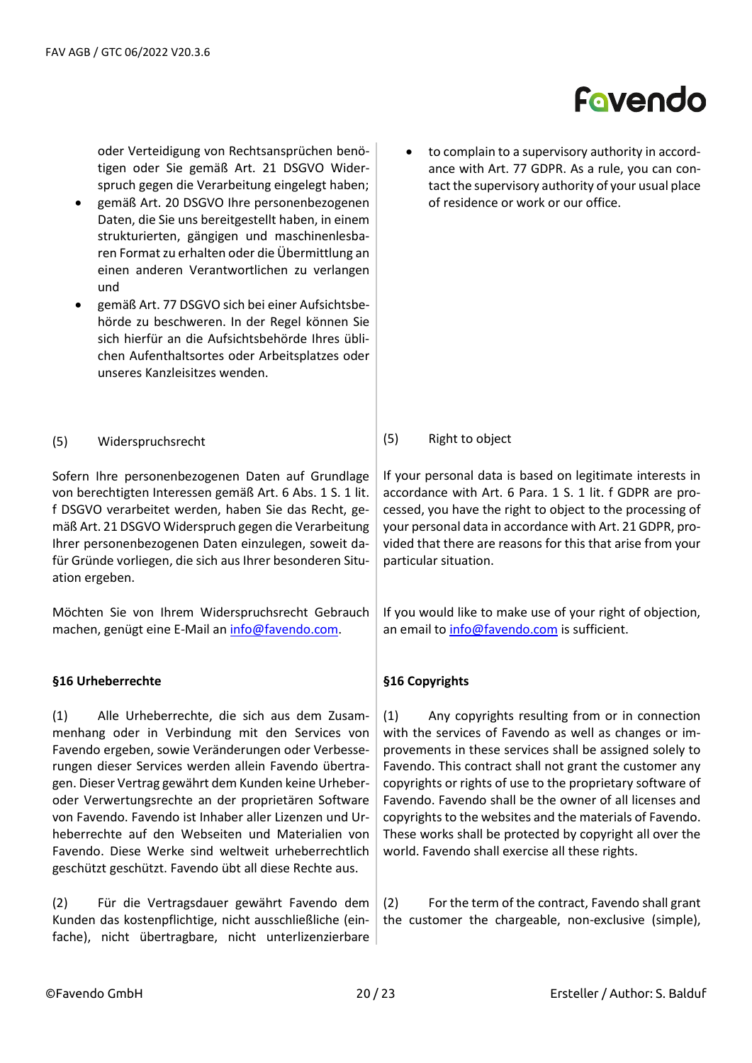oder Verteidigung von Rechtsansprüchen benötigen oder Sie gemäß Art. 21 DSGVO Widerspruch gegen die Verarbeitung eingelegt haben;

- gemäß Art. 20 DSGVO Ihre personenbezogenen Daten, die Sie uns bereitgestellt haben, in einem strukturierten, gängigen und maschinenlesbaren Format zu erhalten oder die Übermittlung an einen anderen Verantwortlichen zu verlangen und
- gemäß Art. 77 DSGVO sich bei einer Aufsichtsbehörde zu beschweren. In der Regel können Sie sich hierfür an die Aufsichtsbehörde Ihres üblichen Aufenthaltsortes oder Arbeitsplatzes oder unseres Kanzleisitzes wenden.

- to complain to a supervisory authority in accordance with Art. 77 GDPR. As a rule, you can contact the supervisory authority of your usual place of residence or work or our office.

(5) Widerspruchsrecht

Sofern Ihre personenbezogenen Daten auf Grundlage von berechtigten Interessen gemäß Art. 6 Abs. 1 S. 1 lit. f DSGVO verarbeitet werden, haben Sie das Recht, gemäß Art. 21 DSGVO Widerspruch gegen die Verarbeitung Ihrer personenbezogenen Daten einzulegen, soweit dafür Gründe vorliegen, die sich aus Ihrer besonderen Situation ergeben.

Möchten Sie von Ihrem Widerspruchsrecht Gebrauch machen, genügt eine E-Mail an info@favendo.com.

(5) Right to object

If your personal data is based on legitimate interests in accordance with Art. 6 Para. 1 S. 1 lit. f GDPR are processed, you have the right to object to the processing of your personal data in accordance with Art. 21 GDPR, provided that there are reasons for this that arise from your particular situation.

If you would like to make use of your right of objection, an email to info@favendo.com is sufficient.

**§16 Urheberrechte**

(1) Alle Urheberrechte, die sich aus dem Zusammenhang oder in Verbindung mit den Services von Favendo ergeben, sowie Veränderungen oder Verbesserungen dieser Services werden allein Favendo übertragen. Dieser Vertrag gewährt dem Kunden keine Urheber- oder Verwertungsrechte an der proprietären Software von Favendo. Favendo ist Inhaber aller Lizenzen und Urheberrechte auf den Webseiten und Materialien von Favendo. Diese Werke sind weltweit urheberrechtlich geschützt geschützt. Favendo übt all diese Rechte aus.

(2) Für die Vertragsdauer gewährt Favendo dem Kunden das kostenpflichtige, nicht ausschließliche (einfache), nicht übertragbare, nicht unterlizenzierbare

**§16 Copyrights**

(1) Any copyrights resulting from or in connection with the services of Favendo as well as changes or improvements in these services shall be assigned solely to Favendo. This contract shall not grant the customer any copyrights or rights of use to the proprietary software of Favendo. Favendo shall be the owner of all licenses and copyrights to the websites and the materials of Favendo. These works shall be protected by copyright all over the world. Favendo shall exercise all these rights.

(2) For the term of the contract, Favendo shall grant the customer the chargeable, non-exclusive (simple),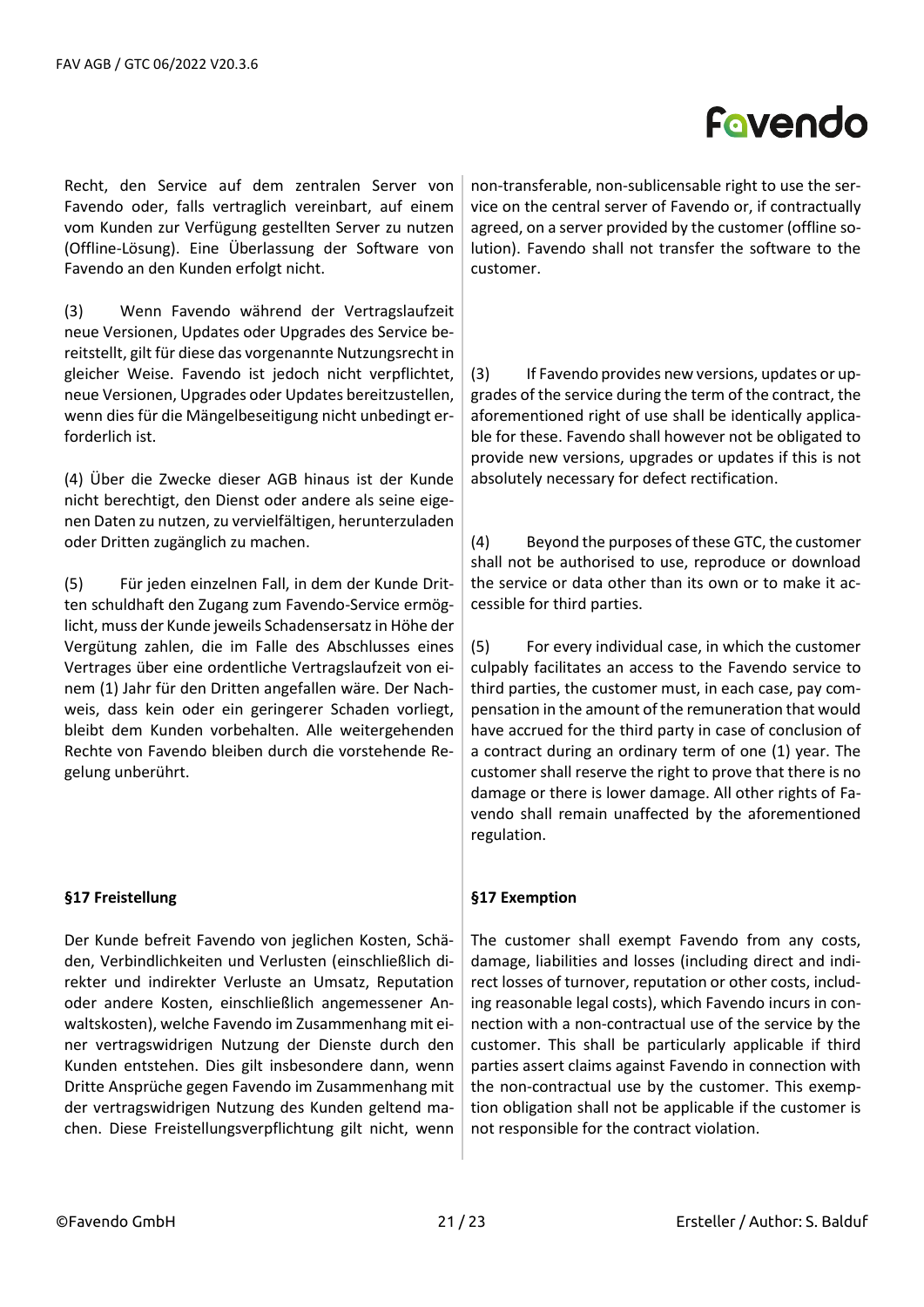Recht, den Service auf dem zentralen Server von Favendo oder, falls vertraglich vereinbart, auf einem vom Kunden zur Verfügung gestellten Server zu nutzen (Offline-Lösung). Eine Überlassung der Software von Favendo an den Kunden erfolgt nicht.

(3) Wenn Favendo während der Vertragslaufzeit neue Versionen, Updates oder Upgrades des Service bereitstellt, gilt für diese das vorgenannte Nutzungsrecht in gleicher Weise. Favendo ist jedoch nicht verpflichtet, neue Versionen, Upgrades oder Updates bereitzustellen, wenn dies für die Mängelbeseitigung nicht unbedingt erforderlich ist.

(4) Über die Zwecke dieser AGB hinaus ist der Kunde nicht berechtigt, den Dienst oder andere als seine eigenen Daten zu nutzen, zu vervielfältigen, herunterzuladen oder Dritten zugänglich zu machen.

(5) Für jeden einzelnen Fall, in dem der Kunde Dritten schuldhaft den Zugang zum Favendo-Service ermöglicht, muss der Kunde jeweils Schadensersatz in Höhe der Vergütung zahlen, die im Falle des Abschlusses eines Vertrages über eine ordentliche Vertragslaufzeit von einem (1) Jahr für den Dritten angefallen wäre. Der Nachweis, dass kein oder ein geringerer Schaden vorliegt, bleibt dem Kunden vorbehalten. Alle weitergehenden Rechte von Favendo bleiben durch die vorstehende Regelung unberührt.

### §17 Freistellung

Der Kunde befreit Favendo von jeglichen Kosten, Schäden, Verbindlichkeiten und Verlusten (einschließlich direkter und indirekter Verluste an Umsatz, Reputation oder andere Kosten, einschließlich angemessener Anwaltskosten), welche Favendo im Zusammenhang mit einer vertragswidrigen Nutzung der Dienste durch den Kunden entstehen. Dies gilt insbesondere dann, wenn Dritte Ansprüche gegen Favendo im Zusammenhang mit der vertragswidrigen Nutzung des Kunden geltend machen. Diese Freistellungsverpflichtung gilt nicht, wenn

---

non-transferable, non-sublicensable right to use the service on the central server of Favendo or, if contractually agreed, on a server provided by the customer (offline solution). Favendo shall not transfer the software to the customer.

(3) If Favendo provides new versions, updates or upgrades of the service during the term of the contract, the aforementioned right of use shall be identically applicable for these. Favendo shall however not be obligated to provide new versions, upgrades or updates if this is not absolutely necessary for defect rectification.

(4) Beyond the purposes of these GTC, the customer shall not be authorised to use, reproduce or download the service or data other than its own or to make it accessible for third parties.

(5) For every individual case, in which the customer culpably facilitates an access to the Favendo service to third parties, the customer must, in each case, pay compensation in the amount of the remuneration that would have accrued for the third party in case of conclusion of a contract during an ordinary term of one (1) year. The customer shall reserve the right to prove that there is no damage or there is lower damage. All other rights of Favendo shall remain unaffected by the aforementioned regulation.

### §17 Exemption

The customer shall exempt Favendo from any costs, damage, liabilities and losses (including direct and indirect losses of turnover, reputation or other costs, including reasonable legal costs), which Favendo incurs in connection with a non-contractual use of the service by the customer. This shall be particularly applicable if third parties assert claims against Favendo in connection with the non-contractual use by the customer. This exemption obligation shall not be applicable if the customer is not responsible for the contract violation.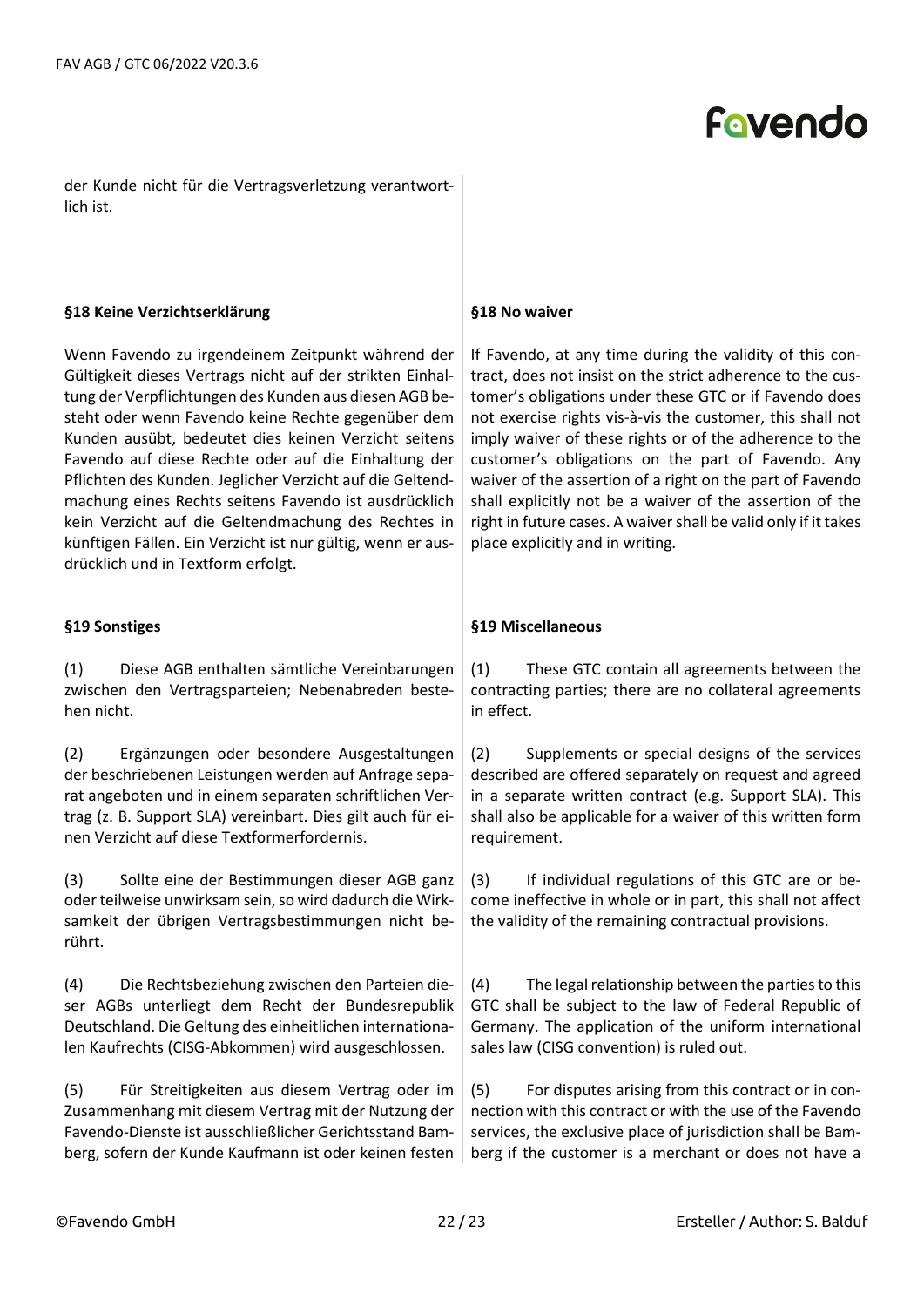der Kunde nicht für die Vertragsverletzung verantwortlich ist.

### §18 Keine Verzichtserklärung

Wenn Favendo zu irgendeinem Zeitpunkt während der Gültigkeit dieses Vertrags nicht auf der strikten Einhaltung der Verpflichtungen des Kunden aus diesen AGB besteht oder wenn Favendo keine Rechte gegenüber dem Kunden ausübt, bedeutet dies keinen Verzicht seitens Favendo auf diese Rechte oder auf die Einhaltung der Pflichten des Kunden. Jeglicher Verzicht auf die Geltendmachung eines Rechts seitens Favendo ist ausdrücklich kein Verzicht auf die Geltendmachung des Rechtes in künftigen Fällen. Ein Verzicht ist nur gültig, wenn er ausdrücklich und in Textform erfolgt.

### §18 No waiver

If Favendo, at any time during the validity of this contract, does not insist on the strict adherence to the customer's obligations under these GTC or if Favendo does not exercise rights vis-à-vis the customer, this shall not imply waiver of these rights or of the adherence to the customer's obligations on the part of Favendo. Any waiver of the assertion of a right on the part of Favendo shall explicitly not be a waiver of the assertion of the right in future cases. A waiver shall be valid only if it takes place explicitly and in writing.

### §19 Sonstiges

(1) Diese AGB enthalten sämtliche Vereinbarungen zwischen den Vertragsparteien; Nebenabreden bestehen nicht.

(2) Ergänzungen oder besondere Ausgestaltungen der beschriebenen Leistungen werden auf Anfrage separat angeboten und in einem separaten schriftlichen Vertrag (z. B. Support SLA) vereinbart. Dies gilt auch für einen Verzicht auf diese Textformerfordernis.

(3) Sollte eine der Bestimmungen dieser AGB ganz oder teilweise unwirksam sein, so wird dadurch die Wirksamkeit der übrigen Vertragsbestimmungen nicht berührt.

(4) Die Rechtsbeziehung zwischen den Parteien dieser AGBs unterliegt dem Recht der Bundesrepublik Deutschland. Die Geltung des einheitlichen internationalen Kaufrechts (CISG-Abkommen) wird ausgeschlossen.

(5) Für Streitigkeiten aus diesem Vertrag oder im Zusammenhang mit diesem Vertrag mit der Nutzung der Favendo-Dienste ist ausschließlicher Gerichtsstand Bamberg, sofern der Kunde Kaufmann ist oder keinen festen

### §19 Miscellaneous

(1) These GTC contain all agreements between the contracting parties; there are no collateral agreements in effect.

(2) Supplements or special designs of the services described are offered separately on request and agreed in a separate written contract (e.g. Support SLA). This shall also be applicable for a waiver of this written form requirement.

(3) If individual regulations of this GTC are or become ineffective in whole or in part, this shall not affect the validity of the remaining contractual provisions.

(4) The legal relationship between the parties to this GTC shall be subject to the law of Federal Republic of Germany. The application of the uniform international sales law (CISG convention) is ruled out.

(5) For disputes arising from this contract or in connection with this contract or with the use of the Favendo services, the exclusive place of jurisdiction shall be Bamberg if the customer is a merchant or does not have a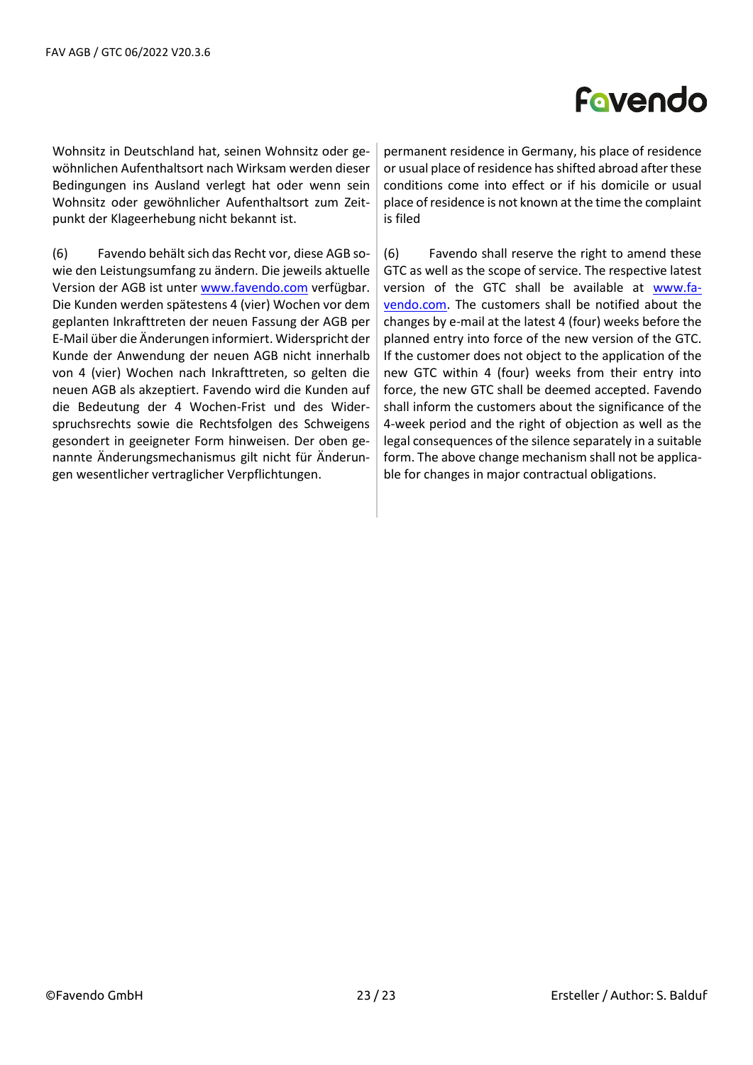Wohnsitz in Deutschland hat, seinen Wohnsitz oder gewöhnlichen Aufenthaltsort nach Wirksam werden dieser Bedingungen ins Ausland verlegt hat oder wenn sein Wohnsitz oder gewöhnlicher Aufenthaltsort zum Zeitpunkt der Klageerhebung nicht bekannt ist.

(6) Favendo behält sich das Recht vor, diese AGB sowie den Leistungsumfang zu ändern. Die jeweils aktuelle Version der AGB ist unter [www.favendo.com](http://www.favendo.com) verfügbar. Die Kunden werden spätestens 4 (vier) Wochen vor dem geplanten Inkrafttreten der neuen Fassung der AGB per E-Mail über die Änderungen informiert. Widerspricht der Kunde der Anwendung der neuen AGB nicht innerhalb von 4 (vier) Wochen nach Inkrafttreten, so gelten die neuen AGB als akzeptiert. Favendo wird die Kunden auf die Bedeutung der 4 Wochen-Frist und des Widerspruchsrechts sowie die Rechtsfolgen des Schweigens gesondert in geeigneter Form hinweisen. Der oben genannte Änderungsmechanismus gilt nicht für Änderungen wesentlicher vertraglicher Verpflichtungen.

permanent residence in Germany, his place of residence or usual place of residence has shifted abroad after these conditions come into effect or if his domicile or usual place of residence is not known at the time the complaint is filed

(6) Favendo shall reserve the right to amend these GTC as well as the scope of service. The respective latest version of the GTC shall be available at [www.favendo.com](http://www.favendo.com). The customers shall be notified about the changes by e-mail at the latest 4 (four) weeks before the planned entry into force of the new version of the GTC. If the customer does not object to the application of the new GTC within 4 (four) weeks from their entry into force, the new GTC shall be deemed accepted. Favendo shall inform the customers about the significance of the 4-week period and the right of objection as well as the legal consequences of the silence separately in a suitable form. The above change mechanism shall not be applicable for changes in major contractual obligations.